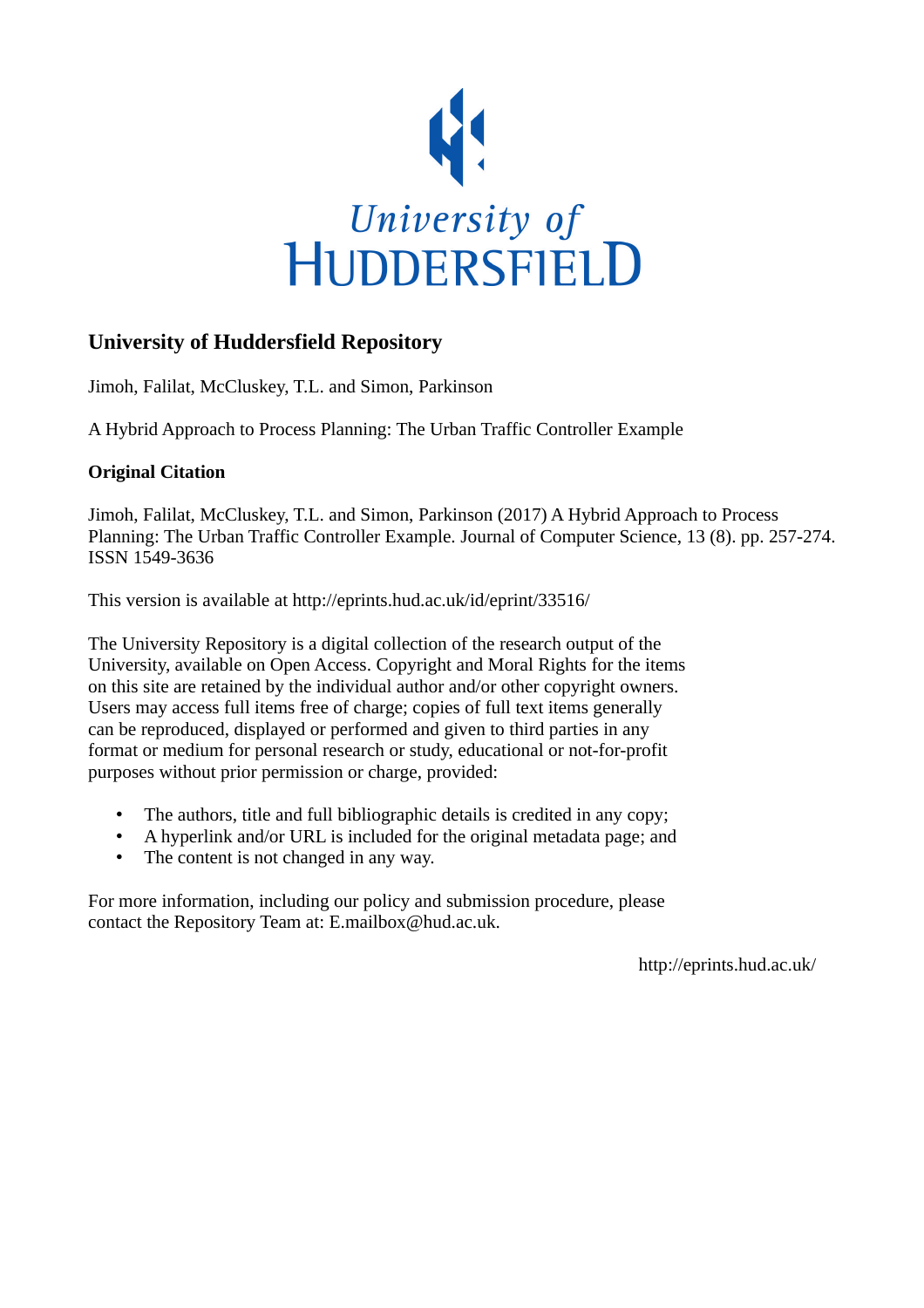University of Huddersfield

# University of Huddersfield Repository

Jimoh, Falilat, McCluskey, T.L. and Simon, Parkinson

A Hybrid Approach to Process Planning: The Urban Traffic Controller Example

## Original Citation

Jimoh, Falilat, McCluskey, T.L. and Simon, Parkinson (2017) A Hybrid Approach to Process Planning: The Urban Traffic Controller Example. Journal of Computer Science, 13 (8). pp. 257-274. ISSN 1549-3636

This version is available at http://eprints.hud.ac.uk/id/eprint/33516/

The University Repository is a digital collection of the research output of the University, available on Open Access. Copyright and Moral Rights for the items on this site are retained by the individual author and/or other copyright owners. Users may access full items free of charge; copies of full text items generally can be reproduced, displayed or performed and given to third parties in any format or medium for personal research or study, educational or not-for-profit purposes without prior permission or charge, provided:

- The authors, title and full bibliographic details is credited in any copy;
- A hyperlink and/or URL is included for the original metadata page; and
- The content is not changed in any way.

For more information, including our policy and submission procedure, please contact the Repository Team at: E.mailbox@hud.ac.uk.

http://eprints.hud.ac.uk/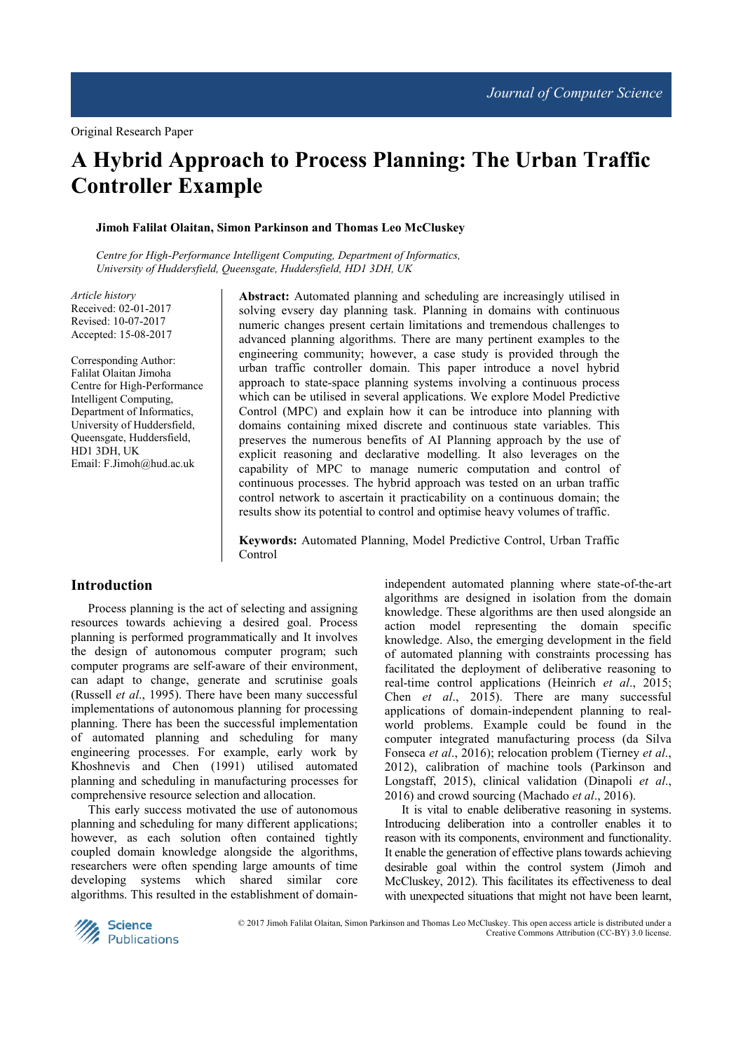Original Research Paper

# A Hybrid Approach to Process Planning: The Urban Traffic Controller Example

**Jimoh Falilat Olaitan, Simon Parkinson and Thomas Leo McCluskey**

*Centre for High-Performance Intelligent Computing, Department of Informatics, University of Huddersfield, Queensgate, Huddersfield, HD1 3DH, UK*

*Article history*
Received: 02-01-2017
Revised: 10-07-2017
Accepted: 15-08-2017

Corresponding Author:
Falilat Olaitan Jimoha
Centre for High-Performance Intelligent Computing, Department of Informatics, University of Huddersfield, Queensgate, Huddersfield, HD1 3DH, UK
Email: F.Jimoh@hud.ac.uk

**Abstract:** Automated planning and scheduling are increasingly utilised in solving evsery day planning task. Planning in domains with continuous numeric changes present certain limitations and tremendous challenges to advanced planning algorithms. There are many pertinent examples to the engineering community; however, a case study is provided through the urban traffic controller domain. This paper introduce a novel hybrid approach to state-space planning systems involving a continuous process which can be utilised in several applications. We explore Model Predictive Control (MPC) and explain how it can be introduce into planning with domains containing mixed discrete and continuous state variables. This preserves the numerous benefits of AI Planning approach by the use of explicit reasoning and declarative modelling. It also leverages on the capability of MPC to manage numeric computation and control of continuous processes. The hybrid approach was tested on an urban traffic control network to ascertain it practicability on a continuous domain; the results show its potential to control and optimise heavy volumes of traffic.

**Keywords:** Automated Planning, Model Predictive Control, Urban Traffic Control

## Introduction

Process planning is the act of selecting and assigning resources towards achieving a desired goal. Process planning is performed programmatically and It involves the design of autonomous computer program; such computer programs are self-aware of their environment, can adapt to change, generate and scrutinise goals (Russell *et al*., 1995). There have been many successful implementations of autonomous planning for processing planning. There has been the successful implementation of automated planning and scheduling for many engineering processes. For example, early work by Khoshnevis and Chen (1991) utilised automated planning and scheduling in manufacturing processes for comprehensive resource selection and allocation.

This early success motivated the use of autonomous planning and scheduling for many different applications; however, as each solution often contained tightly coupled domain knowledge alongside the algorithms, researchers were often spending large amounts of time developing systems which shared similar core algorithms. This resulted in the establishment of domain-independent automated planning where state-of-the-art algorithms are designed in isolation from the domain knowledge. These algorithms are then used alongside an action model representing the domain specific knowledge. Also, the emerging development in the field of automated planning with constraints processing has facilitated the deployment of deliberative reasoning to real-time control applications (Heinrich *et al*., 2015; Chen *et al*., 2015). There are many successful applications of domain-independent planning to real-world problems. Example could be found in the computer integrated manufacturing process (da Silva Fonseca *et al*., 2016); relocation problem (Tierney *et al*., 2012), calibration of machine tools (Parkinson and Longstaff, 2015), clinical validation (Dinapoli *et al*., 2016) and crowd sourcing (Machado *et al*., 2016).

It is vital to enable deliberative reasoning in systems. Introducing deliberation into a controller enables it to reason with its components, environment and functionality. It enable the generation of effective plans towards achieving desirable goal within the control system (Jimoh and McCluskey, 2012). This facilitates its effectiveness to deal with unexpected situations that might not have been learnt,

© 2017 Jimoh Falilat Olaitan, Simon Parkinson and Thomas Leo McCluskey. This open access article is distributed under a Creative Commons Attribution (CC-BY) 3.0 license.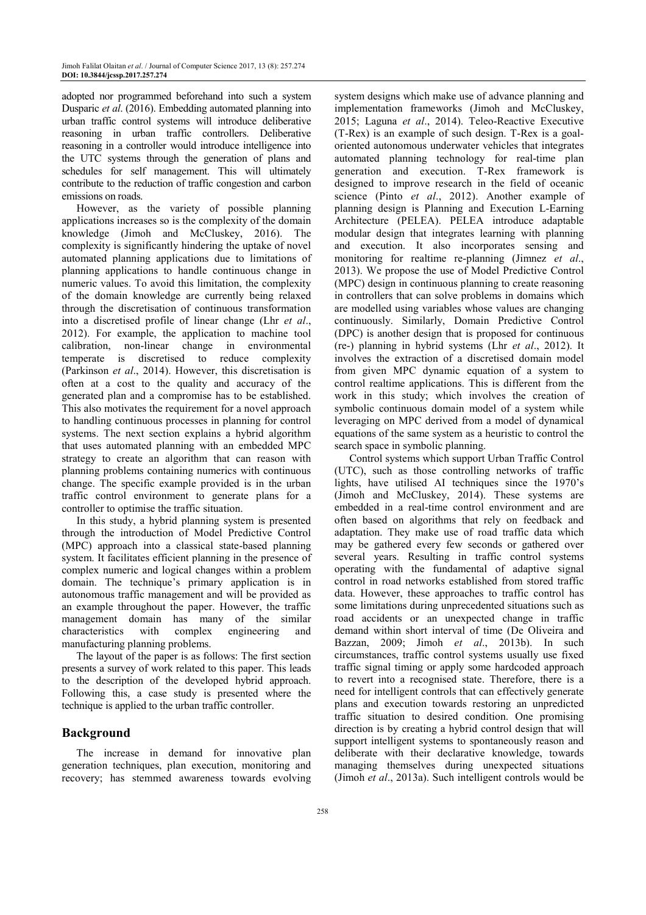adopted nor programmed beforehand into such a system Dusparic *et al*. (2016). Embedding automated planning into urban traffic control systems will introduce deliberative reasoning in urban traffic controllers. Deliberative reasoning in a controller would introduce intelligence into the UTC systems through the generation of plans and schedules for self management. This will ultimately contribute to the reduction of traffic congestion and carbon emissions on roads.

However, as the variety of possible planning applications increases so is the complexity of the domain knowledge (Jimoh and McCluskey, 2016). The complexity is significantly hindering the uptake of novel automated planning applications due to limitations of planning applications to handle continuous change in numeric values. To avoid this limitation, the complexity of the domain knowledge are currently being relaxed through the discretisation of continuous transformation into a discretised profile of linear change (Lhr *et al*., 2012). For example, the application to machine tool calibration, non-linear change in environmental temperate is discretised to reduce complexity (Parkinson *et al*., 2014). However, this discretisation is often at a cost to the quality and accuracy of the generated plan and a compromise has to be established. This also motivates the requirement for a novel approach to handling continuous processes in planning for control systems. The next section explains a hybrid algorithm that uses automated planning with an embedded MPC strategy to create an algorithm that can reason with planning problems containing numerics with continuous change. The specific example provided is in the urban traffic control environment to generate plans for a controller to optimise the traffic situation.

In this study, a hybrid planning system is presented through the introduction of Model Predictive Control (MPC) approach into a classical state-based planning system. It facilitates efficient planning in the presence of complex numeric and logical changes within a problem domain. The technique's primary application is in autonomous traffic management and will be provided as an example throughout the paper. However, the traffic management domain has many of the similar characteristics with complex engineering and manufacturing planning problems.

The layout of the paper is as follows: The first section presents a survey of work related to this paper. This leads to the description of the developed hybrid approach. Following this, a case study is presented where the technique is applied to the urban traffic controller.

## Background

The increase in demand for innovative plan generation techniques, plan execution, monitoring and recovery; has stemmed awareness towards evolving system designs which make use of advance planning and implementation frameworks (Jimoh and McCluskey, 2015; Laguna *et al*., 2014). Teleo-Reactive Executive (T-Rex) is an example of such design. T-Rex is a goal-oriented autonomous underwater vehicles that integrates automated planning technology for real-time plan generation and execution. T-Rex framework is designed to improve research in the field of oceanic science (Pinto *et al*., 2012). Another example of planning design is Planning and Execution L-Earning Architecture (PELEA). PELEA introduce adaptable modular design that integrates learning with planning and execution. It also incorporates sensing and monitoring for realtime re-planning (Jimnez *et al*., 2013). We propose the use of Model Predictive Control (MPC) design in continuous planning to create reasoning in controllers that can solve problems in domains which are modelled using variables whose values are changing continuously. Similarly, Domain Predictive Control (DPC) is another design that is proposed for continuous (re-) planning in hybrid systems (Lhr *et al*., 2012). It involves the extraction of a discretised domain model from given MPC dynamic equation of a system to control realtime applications. This is different from the work in this study; which involves the creation of symbolic continuous domain model of a system while leveraging on MPC derived from a model of dynamical equations of the same system as a heuristic to control the search space in symbolic planning.

Control systems which support Urban Traffic Control (UTC), such as those controlling networks of traffic lights, have utilised AI techniques since the 1970's (Jimoh and McCluskey, 2014). These systems are embedded in a real-time control environment and are often based on algorithms that rely on feedback and adaptation. They make use of road traffic data which may be gathered every few seconds or gathered over several years. Resulting in traffic control systems operating with the fundamental of adaptive signal control in road networks established from stored traffic data. However, these approaches to traffic control has some limitations during unprecedented situations such as road accidents or an unexpected change in traffic demand within short interval of time (De Oliveira and Bazzan, 2009; Jimoh *et al*., 2013b). In such circumstances, traffic control systems usually use fixed traffic signal timing or apply some hardcoded approach to revert into a recognised state. Therefore, there is a need for intelligent controls that can effectively generate plans and execution towards restoring an unpredicted traffic situation to desired condition. One promising direction is by creating a hybrid control design that will support intelligent systems to spontaneously reason and deliberate with their declarative knowledge, towards managing themselves during unexpected situations (Jimoh *et al*., 2013a). Such intelligent controls would be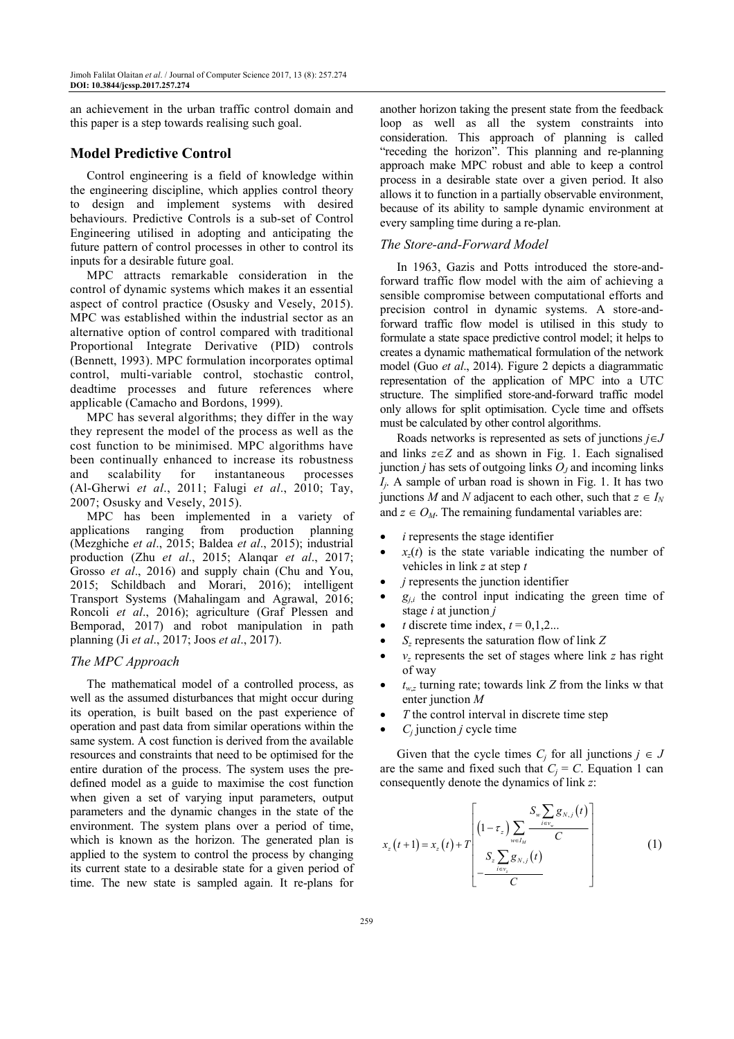an achievement in the urban traffic control domain and this paper is a step towards realising such goal.

## Model Predictive Control

Control engineering is a field of knowledge within the engineering discipline, which applies control theory to design and implement systems with desired behaviours. Predictive Controls is a sub-set of Control Engineering utilised in adopting and anticipating the future pattern of control processes in other to control its inputs for a desirable future goal.

MPC attracts remarkable consideration in the control of dynamic systems which makes it an essential aspect of control practice (Osusky and Vesely, 2015). MPC was established within the industrial sector as an alternative option of control compared with traditional Proportional Integrate Derivative (PID) controls (Bennett, 1993). MPC formulation incorporates optimal control, multi-variable control, stochastic control, deadtime processes and future references where applicable (Camacho and Bordons, 1999).

MPC has several algorithms; they differ in the way they represent the model of the process as well as the cost function to be minimised. MPC algorithms have been continually enhanced to increase its robustness and scalability for instantaneous processes (Al-Gherwi *et al*., 2011; Falugi *et al*., 2010; Tay, 2007; Osusky and Vesely, 2015).

MPC has been implemented in a variety of applications ranging from production planning (Mezghiche *et al*., 2015; Baldea *et al*., 2015); industrial production (Zhu *et al*., 2015; Alanqar *et al*., 2017; Grosso *et al*., 2016) and supply chain (Chu and You, 2015; Schildbach and Morari, 2016); intelligent Transport Systems (Mahalingam and Agrawal, 2016; Roncoli *et al*., 2016); agriculture (Graf Plessen and Bemporad, 2017) and robot manipulation in path planning (Ji *et al*., 2017; Joos *et al*., 2017).

### *The MPC Approach*

The mathematical model of a controlled process, as well as the assumed disturbances that might occur during its operation, is built based on the past experience of operation and past data from similar operations within the same system. A cost function is derived from the available resources and constraints that need to be optimised for the entire duration of the process. The system uses the pre-defined model as a guide to maximise the cost function when given a set of varying input parameters, output parameters and the dynamic changes in the state of the environment. The system plans over a period of time, which is known as the horizon. The generated plan is applied to the system to control the process by changing its current state to a desirable state for a given period of time. The new state is sampled again. It re-plans for another horizon taking the present state from the feedback loop as well as all the system constraints into consideration. This approach of planning is called "receding the horizon". This planning and re-planning approach make MPC robust and able to keep a control process in a desirable state over a given period. It also allows it to function in a partially observable environment, because of its ability to sample dynamic environment at every sampling time during a re-plan.

### *The Store-and-Forward Model*

In 1963, Gazis and Potts introduced the store-and-forward traffic flow model with the aim of achieving a sensible compromise between computational efforts and precision control in dynamic systems. A store-and-forward traffic flow model is utilised in this study to formulate a state space predictive control model; it helps to creates a dynamic mathematical formulation of the network model (Guo *et al*., 2014). Figure 2 depicts a diagrammatic representation of the application of MPC into a UTC structure. The simplified store-and-forward traffic model only allows for split optimisation. Cycle time and offsets must be calculated by other control algorithms.

Roads networks is represented as sets of junctions $j \in J$ and links $z \in Z$ and as shown in Fig. 1. Each signalised junction $j$ has sets of outgoing links $O_J$ and incoming links $I_j$. A sample of urban road is shown in Fig. 1. It has two junctions $M$ and $N$ adjacent to each other, such that $z \in I_N$ and $z \in O_M$. The remaining fundamental variables are:

- $i$ represents the stage identifier
- $x_z(t)$ is the state variable indicating the number of vehicles in link $z$ at step $t$
- $j$ represents the junction identifier
- $g_{j,i}$ the control input indicating the green time of stage $i$ at junction $j$
- $t$ discrete time index, $t = 0,1,2...$
- $S_z$ represents the saturation flow of link $Z$
- $v_z$ represents the set of stages where link $z$ has right of way
- $t_{w,z}$ turning rate; towards link $Z$ from the links w that enter junction $M$
- $T$ the control interval in discrete time step
- $C_j$ junction $j$ cycle time

Given that the cycle times $C_j$ for all junctions $j \in J$ are the same and fixed such that $C_j = C$. Equation 1 can consequently denote the dynamics of link $z$:

$$x_z(t+1) = x_z(t) + T\left[\left(1-\tau_z\right)\sum_{w \in I_M} \frac{S_w \sum_{i \in v_w} g_{N,j}(t)}{C} - \frac{S_z \sum_{i \in v_z} g_{N,j}(t)}{C}\right] \quad (1)$$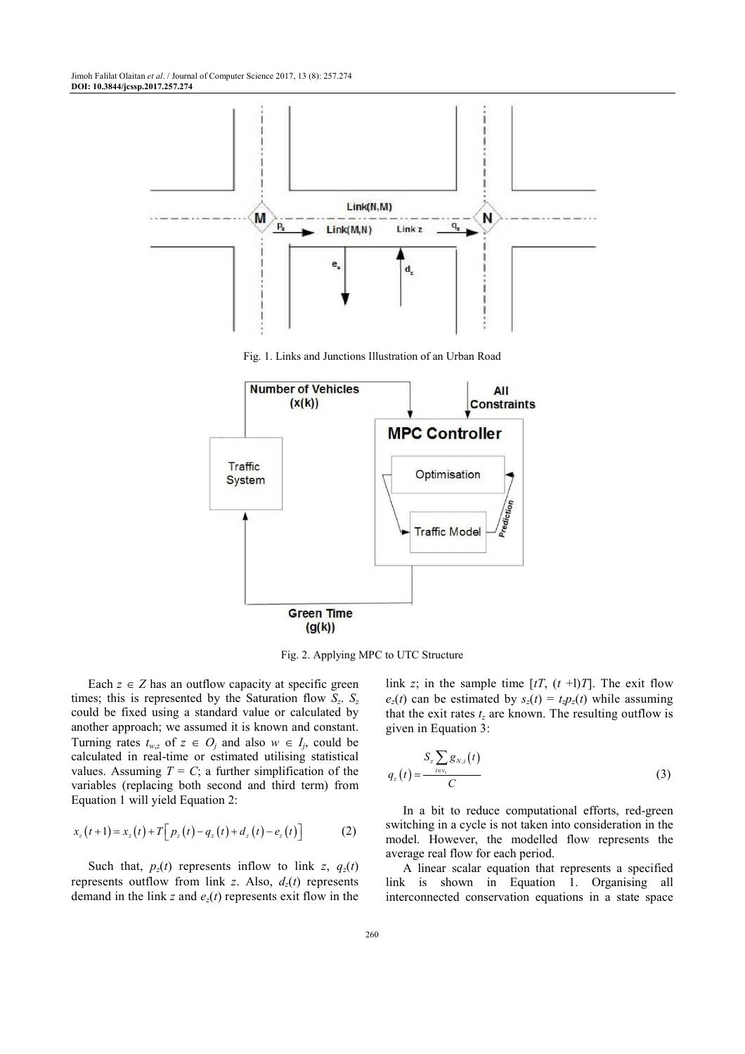Fig. 1. Links and Junctions Illustration of an Urban Road

Fig. 2. Applying MPC to UTC Structure

Each $z \in Z$ has an outflow capacity at specific green times; this is represented by the Saturation flow $S_z$. $S_z$ could be fixed using a standard value or calculated by another approach; we assumed it is known and constant. Turning rates $t_{w,z}$ of $z \in O_j$ and also $w \in I_j$, could be calculated in real-time or estimated utilising statistical values. Assuming $T = C$; a further simplification of the variables (replacing both second and third term) from Equation 1 will yield Equation 2:

$$x_z(t+1) = x_z(t) + T\left[p_z(t) - q_z(t) + d_z(t) - e_z(t)\right] \tag{2}$$

Such that, $p_z(t)$ represents inflow to link $z$, $q_z(t)$ represents outflow from link $z$. Also, $d_z(t)$ represents demand in the link $z$ and $e_z(t)$ represents exit flow in the link $z$; in the sample time $[tT, (t+1)T]$. The exit flow $e_z(t)$ can be estimated by $s_z(t) = t_z p_z(t)$ while assuming that the exit rates $t_z$ are known. The resulting outflow is given in Equation 3:

$$q_z(t) = \frac{S_z \sum_{i \in v_z} g_{N,i}(t)}{C} \tag{3}$$

In a bit to reduce computational efforts, red-green switching in a cycle is not taken into consideration in the model. However, the modelled flow represents the average real flow for each period.

A linear scalar equation that represents a specified link is shown in Equation 1. Organising all interconnected conservation equations in a state space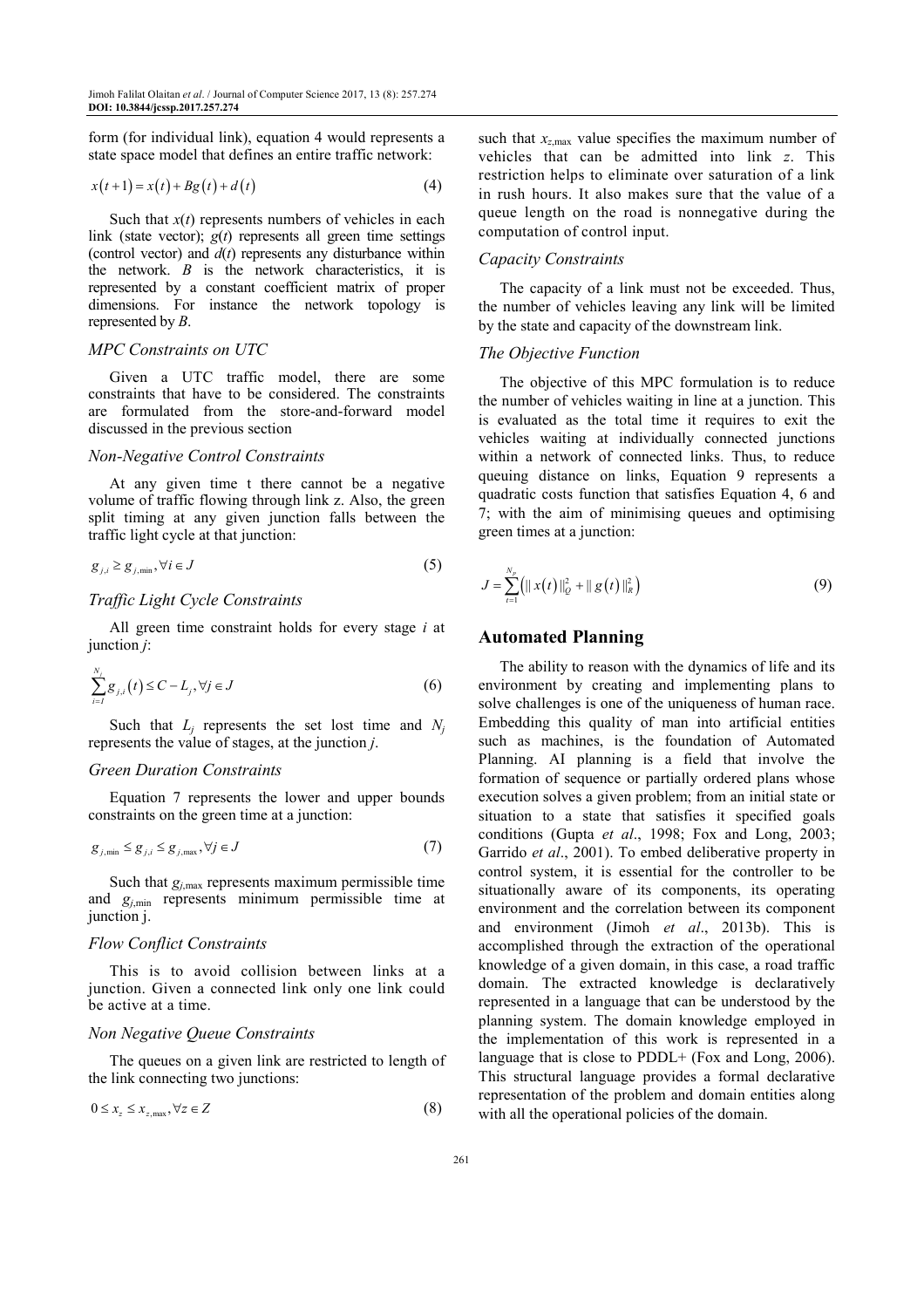form (for individual link), equation 4 would represents a state space model that defines an entire traffic network:

$$x(t+1) = x(t) + Bg(t) + d(t) \tag{4}$$

Such that $x(t)$ represents numbers of vehicles in each link (state vector); $g(t)$ represents all green time settings (control vector) and $d(t)$ represents any disturbance within the network. $B$ is the network characteristics, it is represented by a constant coefficient matrix of proper dimensions. For instance the network topology is represented by $B$.

### *MPC Constraints on UTC*

Given a UTC traffic model, there are some constraints that have to be considered. The constraints are formulated from the store-and-forward model discussed in the previous section

### *Non-Negative Control Constraints*

At any given time t there cannot be a negative volume of traffic flowing through link z. Also, the green split timing at any given junction falls between the traffic light cycle at that junction:

$$g_{j,i} \geq g_{j,\min}, \forall i \in J \tag{5}$$

### *Traffic Light Cycle Constraints*

All green time constraint holds for every stage $i$ at junction $j$:

$$\sum_{i=I}^{N_j} g_{j,i}(t) \leq C - L_j, \forall j \in J \tag{6}$$

Such that $L_j$ represents the set lost time and $N_j$ represents the value of stages, at the junction $j$.

### *Green Duration Constraints*

Equation 7 represents the lower and upper bounds constraints on the green time at a junction:

$$g_{j,\min} \leq g_{j,i} \leq g_{j,\max}, \forall j \in J \tag{7}$$

Such that $g_{j,\max}$ represents maximum permissible time and $g_{j,\min}$ represents minimum permissible time at junction j.

### *Flow Conflict Constraints*

This is to avoid collision between links at a junction. Given a connected link only one link could be active at a time.

### *Non Negative Queue Constraints*

The queues on a given link are restricted to length of the link connecting two junctions:

$$0 \leq x_z \leq x_{z,\max}, \forall z \in Z \tag{8}$$

such that $x_{z,\max}$ value specifies the maximum number of vehicles that can be admitted into link $z$. This restriction helps to eliminate over saturation of a link in rush hours. It also makes sure that the value of a queue length on the road is nonnegative during the computation of control input.

### *Capacity Constraints*

The capacity of a link must not be exceeded. Thus, the number of vehicles leaving any link will be limited by the state and capacity of the downstream link.

### *The Objective Function*

The objective of this MPC formulation is to reduce the number of vehicles waiting in line at a junction. This is evaluated as the total time it requires to exit the vehicles waiting at individually connected junctions within a network of connected links. Thus, to reduce queuing distance on links, Equation 9 represents a quadratic costs function that satisfies Equation 4, 6 and 7; with the aim of minimising queues and optimising green times at a junction:

$$J = \sum_{t=1}^{N_p} \left( \| x(t) \|_Q^2 + \| g(t) \|_R^2 \right) \tag{9}$$

## Automated Planning

The ability to reason with the dynamics of life and its environment by creating and implementing plans to solve challenges is one of the uniqueness of human race. Embedding this quality of man into artificial entities such as machines, is the foundation of Automated Planning. AI planning is a field that involve the formation of sequence or partially ordered plans whose execution solves a given problem; from an initial state or situation to a state that satisfies it specified goals conditions (Gupta *et al*., 1998; Fox and Long, 2003; Garrido *et al*., 2001). To embed deliberative property in control system, it is essential for the controller to be situationally aware of its components, its operating environment and the correlation between its component and environment (Jimoh *et al*., 2013b). This is accomplished through the extraction of the operational knowledge of a given domain, in this case, a road traffic domain. The extracted knowledge is declaratively represented in a language that can be understood by the planning system. The domain knowledge employed in the implementation of this work is represented in a language that is close to PDDL+ (Fox and Long, 2006). This structural language provides a formal declarative representation of the problem and domain entities along with all the operational policies of the domain.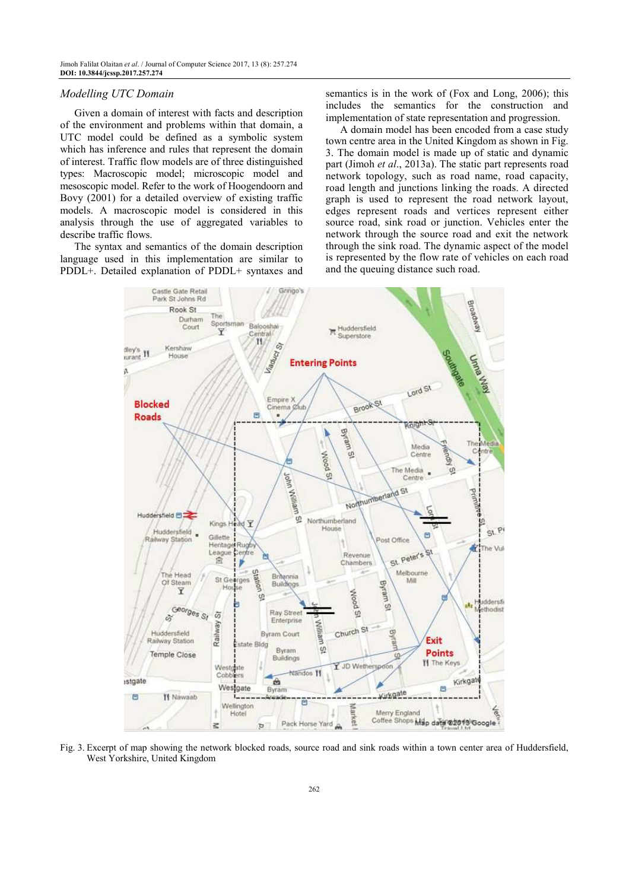### Modelling UTC Domain

Given a domain of interest with facts and description of the environment and problems within that domain, a UTC model could be defined as a symbolic system which has inference and rules that represent the domain of interest. Traffic flow models are of three distinguished types: Macroscopic model; microscopic model and mesoscopic model. Refer to the work of Hoogendoorn and Bovy (2001) for a detailed overview of existing traffic models. A macroscopic model is considered in this analysis through the use of aggregated variables to describe traffic flows.

The syntax and semantics of the domain description language used in this implementation are similar to PDDL+. Detailed explanation of PDDL+ syntaxes and semantics is in the work of (Fox and Long, 2006); this includes the semantics for the construction and implementation of state representation and progression.

A domain model has been encoded from a case study town centre area in the United Kingdom as shown in Fig. 3. The domain model is made up of static and dynamic part (Jimoh *et al*., 2013a). The static part represents road network topology, such as road name, road capacity, road length and junctions linking the roads. A directed graph is used to represent the road network layout, edges represent roads and vertices represent either source road, sink road or junction. Vehicles enter the network through the source road and exit the network through the sink road. The dynamic aspect of the model is represented by the flow rate of vehicles on each road and the queuing distance such road.

Fig. 3. Excerpt of map showing the network blocked roads, source road and sink roads within a town center area of Huddersfield, West Yorkshire, United Kingdom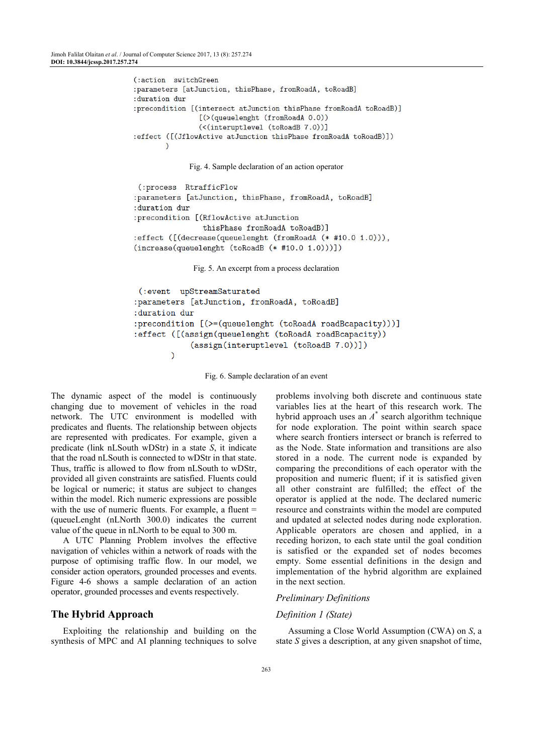```
(:action  switchGreen
:parameters [atJunction, thisPhase, fromRoadA, toRoadB]
:duration dur
:precondition [(intersect atJunction thisPhase fromRoadA toRoadB)]
               [(>(queuelenght (fromRoadA 0.0))
               (<(interuptlevel (toRoadB 7.0))]
:effect ([(JflowActive atJunction thisPhase fromRoadA toRoadB)])
       )
```

Fig. 4. Sample declaration of an action operator

```
 (:process  RtrafficFlow
:parameters [atJunction, thisPhase, fromRoadA, toRoadB]
:duration dur
:precondition [(RflowActive atJunction
                thisPhase fromRoadA toRoadB)]
:effect ([(decrease(queuelenght (fromRoadA (* #10.0 1.0))),
(increase(queuelenght (toRoadB (* #10.0 1.0)))])
```

Fig. 5. An excerpt from a process declaration

```
 (:event  upStreamSaturated
:parameters [atJunction, fromRoadA, toRoadB]
:duration dur
:precondition [(>=(queuelenght (toRoadA roadBcapacity)))]
:effect ([(assign(queuelenght (toRoadA roadBcapacity))
              (assign(interuptlevel (toRoadB 7.0))])
       )
```

Fig. 6. Sample declaration of an event

The dynamic aspect of the model is continuously changing due to movement of vehicles in the road network. The UTC environment is modelled with predicates and fluents. The relationship between objects are represented with predicates. For example, given a predicate (link nLSouth wDStr) in a state *S*, it indicate that the road nLSouth is connected to wDStr in that state. Thus, traffic is allowed to flow from nLSouth to wDStr, provided all given constraints are satisfied. Fluents could be logical or numeric; it status are subject to changes within the model. Rich numeric expressions are possible with the use of numeric fluents. For example, a fluent = (queueLenght (nLNorth 300.0) indicates the current value of the queue in nLNorth to be equal to 300 m.

A UTC Planning Problem involves the effective navigation of vehicles within a network of roads with the purpose of optimising traffic flow. In our model, we consider action operators, grounded processes and events. Figure 4-6 shows a sample declaration of an action operator, grounded processes and events respectively.

## The Hybrid Approach

Exploiting the relationship and building on the synthesis of MPC and AI planning techniques to solve problems involving both discrete and continuous state variables lies at the heart of this research work. The hybrid approach uses an $A^*$ search algorithm technique for node exploration. The point within search space where search frontiers intersect or branch is referred to as the Node. State information and transitions are also stored in a node. The current node is expanded by comparing the preconditions of each operator with the proposition and numeric fluent; if it is satisfied given all other constraint are fulfilled; the effect of the operator is applied at the node. The declared numeric resource and constraints within the model are computed and updated at selected nodes during node exploration. Applicable operators are chosen and applied, in a receding horizon, to each state until the goal condition is satisfied or the expanded set of nodes becomes empty. Some essential definitions in the design and implementation of the hybrid algorithm are explained in the next section.

### *Preliminary Definitions*

### *Definition 1 (State)*

Assuming a Close World Assumption (CWA) on *S*, a state *S* gives a description, at any given snapshot of time,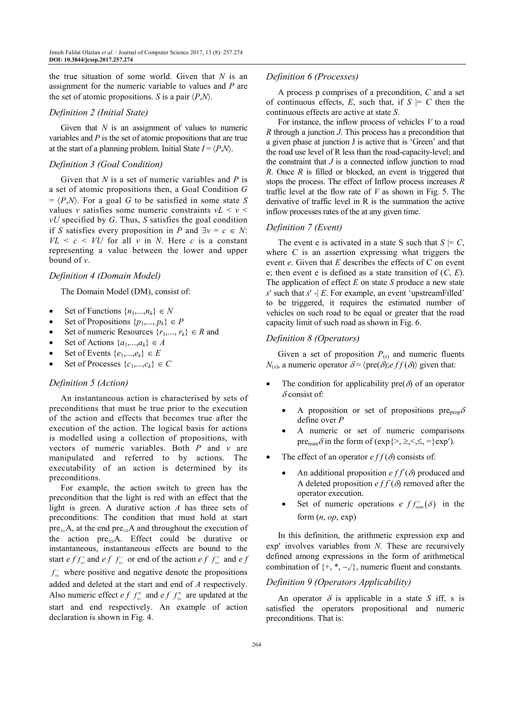the true situation of some world. Given that $N$ is an assignment for the numeric variable to values and $P$ are the set of atomic propositions. $S$ is a pair $\langle P,N\rangle$.

### Definition 2 (Initial State)

Given that $N$ is an assignment of values to numeric variables and $P$ is the set of atomic propositions that are true at the start of a planning problem. Initial State $I = \langle P,N\rangle$.

### Definition 3 (Goal Condition)

Given that $N$ is a set of numeric variables and $P$ is a set of atomic propositions then, a Goal Condition $G = \langle P,N\rangle$. For a goal $G$ to be satisfied in some state $S$ values $v$ satisfies some numeric constraints $vL < v < vU$ specified by $G$. Thus, $S$ satisfies the goal condition if $S$ satisfies every proposition in $P$ and $\exists v = c \in N$: $VL < c < VU$ for all $v$ in $N$. Here $c$ is a constant representing a value between the lower and upper bound of $v$.

### Definition 4 (Domain Model)

The Domain Model (DM), consist of:

- Set of Functions $\{n_1,...,n_k\} \in N$
- Set of Propositions $\{p_1,..., p_k\} \in P$
- Set of numeric Resources $\{r_1,..., r_k\} \in R$ and
- Set of Actions $\{a_1,...,a_k\} \in A$
- Set of Events $\{e_1,...,e_k\} \in E$
- Set of Processes $\{c_1,...,c_k\} \in C$

### Definition 5 (Action)

An instantaneous action is characterised by sets of preconditions that must be true prior to the execution of the action and effects that becomes true after the execution of the action. The logical basis for actions is modelled using a collection of propositions, with vectors of numeric variables. Both $P$ and $v$ are manipulated and referred to by actions. The executability of an action is determined by its preconditions.

For example, the action switch to green has the precondition that the light is red with an effect that the light is green. A durative action $A$ has three sets of preconditions: The condition that must hold at start $pre_{\Leftarrow}A$, at the end $pre_{\Rightarrow}A$ and throughout the execution of the action $pre_{\Leftrightarrow}A$. Effect could be durative or instantaneous, instantaneous effects are bound to the start $eff^{+}_{\Leftarrow}$ and $eff^{-}_{\Leftarrow}$ or end of the action $eff^{+}_{\Rightarrow}$ and $eff^{-}_{\Rightarrow}$ where positive and negative denote the propositions added and deleted at the start and end of $A$ respectively. Also numeric effect $eff^{n}_{\Leftarrow}$ and $eff^{n}_{\Rightarrow}$ are updated at the start and end respectively. An example of action declaration is shown in Fig. 4.

### Definition 6 (Processes)

A process p comprises of a precondition, $C$ and a set of continuous effects, $E$, such that, if $S \models C$ then the continuous effects are active at state $S$.

For instance, the inflow process of vehicles $V$ to a road $R$ through a junction $J$. This process has a precondition that a given phase at junction J is active that is 'Green' and that the road use level of R less than the road-capacity-level; and the constraint that $J$ is a connected inflow junction to road $R$. Once $R$ is filled or blocked, an event is triggered that stops the process. The effect of Inflow process increases $R$ traffic level at the flow rate of $V$ as shown in Fig. 5. The derivative of traffic level in R is the summation the active inflow processes rates of the at any given time.

### Definition 7 (Event)

The event e is activated in a state S such that $S \models C$, where $C$ is an assertion expressing what triggers the event $e$. Given that $E$ describes the effects of C on event e; then event e is defined as a state transition of $(C, E)$. The application of effect $E$ on state $S$ produce a new state $s'$ such that $s' \dashv E$. For example, an event 'upstreamFilled' to be triggered, it requires the estimated number of vehicles on such road to be equal or greater that the road capacity limit of such road as shown in Fig. 6.

### Definition 8 (Operators)

Given a set of proposition $P_{(s)}$ and numeric fluents $N_{(s)}$, a numeric operator $\delta = \langle pre(\delta); eff(\delta)\rangle$ given that:

- The condition for applicability $pre(\delta)$ of an operator $\delta$ consist of:
    - A proposition or set of propositions $pre_{prop}\delta$ define over $P$
    - A numeric or set of numeric comparisons $pre_{num}\delta$ in the form of $(exp\{>, \geq,<,\leq, =\}exp')$.
- The effect of an operator $eff(\delta)$ consists of:
    - An additional proposition $eff^{+}(\delta)$ produced and A deleted proposition $eff^{-}(\delta)$ removed after the operator execution.
    - Set of numeric operations $eff^{+}_{num}(\delta)$ in the form $(n, op, exp)$

In this definition, the arithmetic expression exp and exp′ involves variables from $N$. These are recursively defined among expressions in the form of arithmetical combination of $\{+, *, -,/\}$, numeric fluent and constants.

### Definition 9 (Operators Applicability)

An operator $\delta$ is applicable in a state $S$ iff, s is satisfied the operators propositional and numeric preconditions. That is: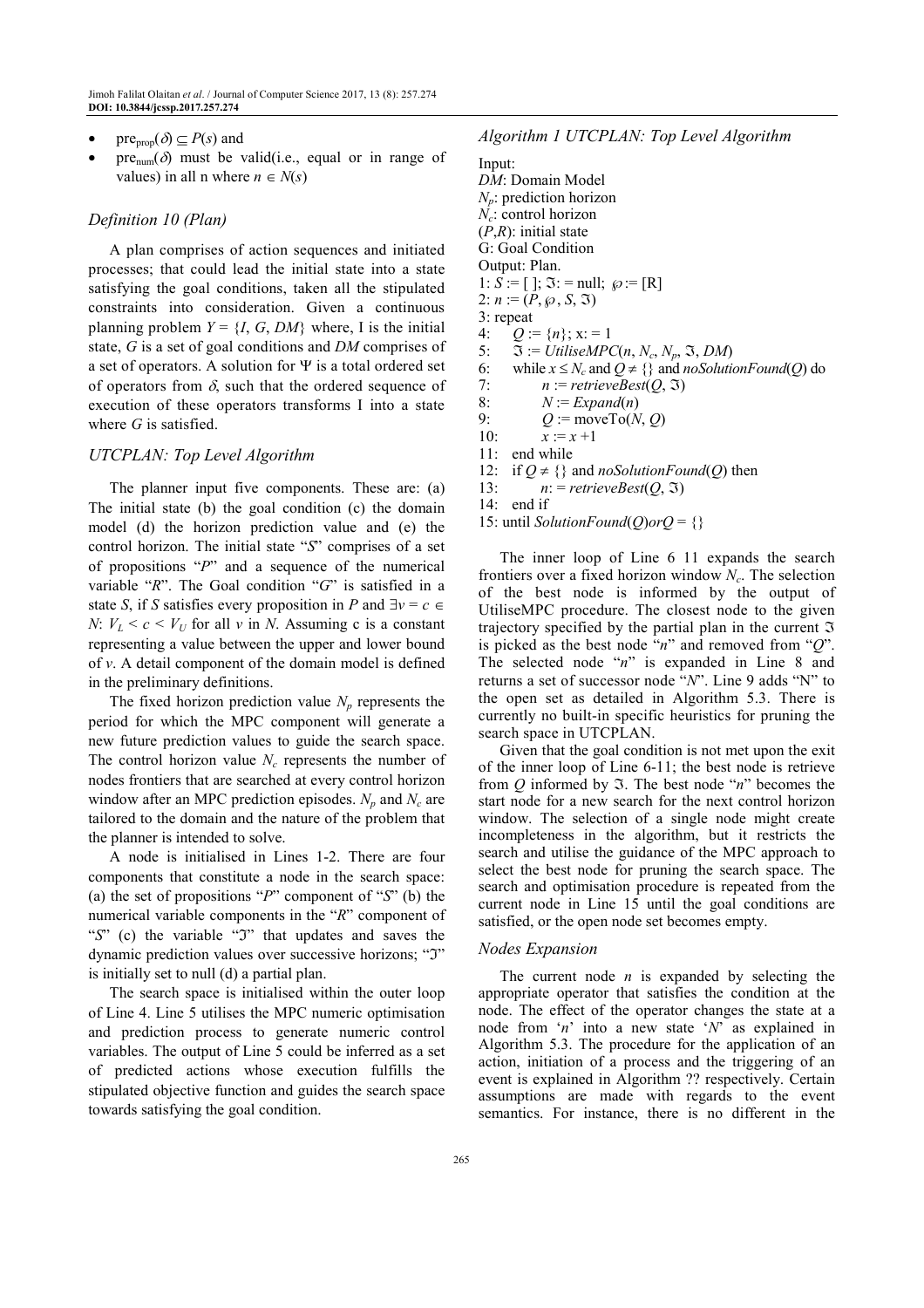- $\text{pre}_{\text{prop}}(\delta) \subseteq P(s)$ and
- $\text{pre}_{\text{num}}(\delta)$ must be valid(i.e., equal or in range of values) in all n where $n \in N(s)$

### Definition 10 (Plan)

A plan comprises of action sequences and initiated processes; that could lead the initial state into a state satisfying the goal conditions, taken all the stipulated constraints into consideration. Given a continuous planning problem $Y = \{I, G, DM\}$ where, I is the initial state, $G$ is a set of goal conditions and $DM$ comprises of a set of operators. A solution for $\Psi$ is a total ordered set of operators from $\delta$, such that the ordered sequence of execution of these operators transforms I into a state where $G$ is satisfied.

### UTCPLAN: Top Level Algorithm

The planner input five components. These are: (a) The initial state (b) the goal condition (c) the domain model (d) the horizon prediction value and (e) the control horizon. The initial state "$S$" comprises of a set of propositions "$P$" and a sequence of the numerical variable "$R$". The Goal condition "$G$" is satisfied in a state $S$, if $S$ satisfies every proposition in $P$ and $\exists v = c \in N$: $V_L < c < V_U$ for all $v$ in $N$. Assuming c is a constant representing a value between the upper and lower bound of $v$. A detail component of the domain model is defined in the preliminary definitions.

The fixed horizon prediction value $N_p$ represents the period for which the MPC component will generate a new future prediction values to guide the search space. The control horizon value $N_c$ represents the number of nodes frontiers that are searched at every control horizon window after an MPC prediction episodes. $N_p$ and $N_c$ are tailored to the domain and the nature of the problem that the planner is intended to solve.

A node is initialised in Lines 1-2. There are four components that constitute a node in the search space: (a) the set of propositions "$P$" component of "$S$" (b) the numerical variable components in the "$R$" component of "$S$" (c) the variable "$\Im$" that updates and saves the dynamic prediction values over successive horizons; "$\Im$" is initially set to null (d) a partial plan.

The search space is initialised within the outer loop of Line 4. Line 5 utilises the MPC numeric optimisation and prediction process to generate numeric control variables. The output of Line 5 could be inferred as a set of predicted actions whose execution fulfills the stipulated objective function and guides the search space towards satisfying the goal condition.

### Algorithm 1 UTCPLAN: Top Level Algorithm

Input:
*DM*: Domain Model
$N_p$: prediction horizon
$N_c$: control horizon
$(P,R)$: initial state
G: Goal Condition
Output: Plan.

```
1: S := [ ]; ℑ: = null; ℘ := [R]
2: n := (P, ℘, S, ℑ)
3: repeat
4:    Q := {n}; x: = 1
5:    ℑ := UtiliseMPC(n, N_c, N_p, ℑ, DM)
6:    while x ≤ N_c and Q ≠ {} and noSolutionFound(Q) do
7:        n := retrieveBest(Q, ℑ)
8:        N := Expand(n)
9:        Q := moveTo(N, Q)
10:       x := x +1
11:   end while
12:   if Q ≠ {} and noSolutionFound(Q) then
13:       n: = retrieveBest(Q, ℑ)
14:   end if
15: until SolutionFound(Q)orQ = {}
```

The inner loop of Line 6 11 expands the search frontiers over a fixed horizon window $N_c$. The selection of the best node is informed by the output of UtiliseMPC procedure. The closest node to the given trajectory specified by the partial plan in the current $\Im$ is picked as the best node "$n$" and removed from "$Q$". The selected node "$n$" is expanded in Line 8 and returns a set of successor node "$N$". Line 9 adds "N" to the open set as detailed in Algorithm 5.3. There is currently no built-in specific heuristics for pruning the search space in UTCPLAN.

Given that the goal condition is not met upon the exit of the inner loop of Line 6-11; the best node is retrieve from $Q$ informed by $\Im$. The best node "$n$" becomes the start node for a new search for the next control horizon window. The selection of a single node might create incompleteness in the algorithm, but it restricts the search and utilise the guidance of the MPC approach to select the best node for pruning the search space. The search and optimisation procedure is repeated from the current node in Line 15 until the goal conditions are satisfied, or the open node set becomes empty.

### Nodes Expansion

The current node $n$ is expanded by selecting the appropriate operator that satisfies the condition at the node. The effect of the operator changes the state at a node from '$n$' into a new state '$N$' as explained in Algorithm 5.3. The procedure for the application of an action, initiation of a process and the triggering of an event is explained in Algorithm ?? respectively. Certain assumptions are made with regards to the event semantics. For instance, there is no different in the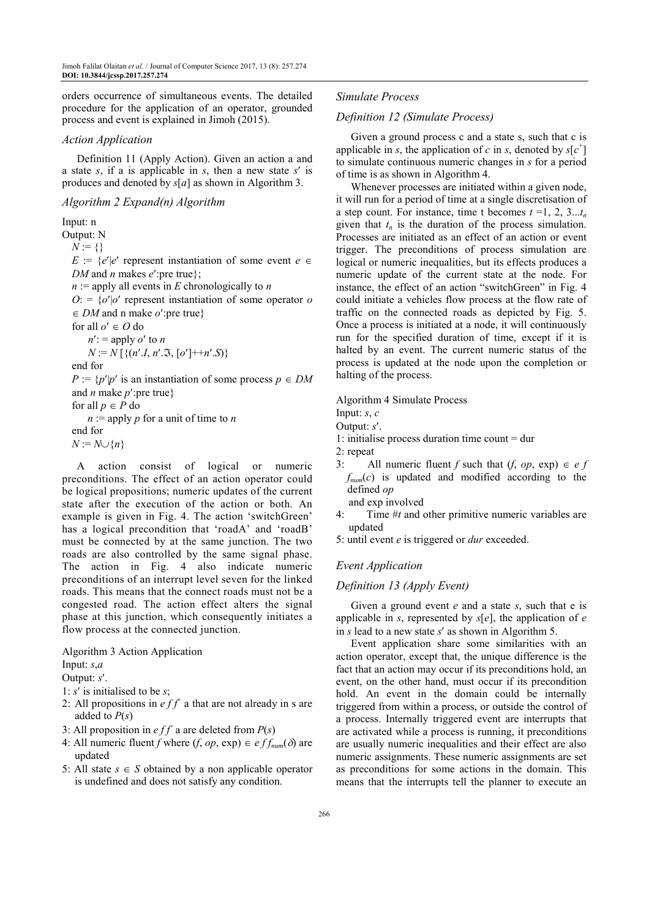orders occurrence of simultaneous events. The detailed procedure for the application of an operator, grounded process and event is explained in Jimoh (2015).

### *Action Application*

Definition 11 (Apply Action). Given an action a and a state $s$, if a is applicable in $s$, then a new state $s'$ is produces and denoted by $s[a]$ as shown in Algorithm 3.

### *Algorithm 2 Expand(n) Algorithm*

Input: n
Output: N

$N := \{\}$

$E := \{e' | e'$ represent instantiation of some event $e \in DM$ and $n$ makes $e'$:pre true$\}$;

$n :=$ apply all events in $E$ chronologically to $n$

$O: = \{o' | o'$ represent instantiation of some operator $o \in DM$ and n make $o'$:pre true$\}$

for all $o' \in O$ do

  $n' :=$ apply $o'$ to $n$

  $N := N [\{(n'.I, n'.\Im, [o']{+}{+}n'.S)\}$

end for

$P := \{p' | p'$ is an instantiation of some process $p \in DM$ and $n$ make $p'$:pre true$\}$

for all $p \in P$ do

  $n :=$ apply $p$ for a unit of time to $n$

end for

$N := N \cup \{n\}$

A action consist of logical or numeric preconditions. The effect of an action operator could be logical propositions; numeric updates of the current state after the execution of the action or both. An example is given in Fig. 4. The action 'switchGreen' has a logical precondition that 'roadA' and 'roadB' must be connected by at the same junction. The two roads are also controlled by the same signal phase. The action in Fig. 4 also indicate numeric preconditions of an interrupt level seven for the linked roads. This means that the connect roads must not be a congested road. The action effect alters the signal phase at this junction, which consequently initiates a flow process at the connected junction.

Algorithm 3 Action Application

Input: $s$,$a$

Output: $s'$.

1: $s'$ is initialised to be $s$;

2: All propositions in $e\,f\,f^{+}$ a that are not already in s are added to $P(s)$

3: All proposition in $e\,f\,f^{-}$ a are deleted from $P(s)$

4: All numeric fluent $f$ where $(f, op, \exp) \in e\,f\,f_{num}(\delta)$ are updated

5: All state $s \in S$ obtained by a non applicable operator is undefined and does not satisfy any condition.

### *Simulate Process*

### *Definition 12 (Simulate Process)*

Given a ground process c and a state s, such that c is applicable in $s$, the application of $c$ in $s$, denoted by $s[c^{+}]$ to simulate continuous numeric changes in $s$ for a period of time is as shown in Algorithm 4.

Whenever processes are initiated within a given node, it will run for a period of time at a single discretisation of a step count. For instance, time t becomes $t = 1, 2, 3...t_n$ given that $t_n$ is the duration of the process simulation. Processes are initiated as an effect of an action or event trigger. The preconditions of process simulation are logical or numeric inequalities, but its effects produces a numeric update of the current state at the node. For instance, the effect of an action "switchGreen" in Fig. 4 could initiate a vehicles flow process at the flow rate of traffic on the connected roads as depicted by Fig. 5. Once a process is initiated at a node, it will continuously run for the specified duration of time, except if it is halted by an event. The current numeric status of the process is updated at the node upon the completion or halting of the process.

Algorithm 4 Simulate Process

Input: $s$, $c$

Output: $s'$.

1: initialise process duration time count = dur

2: repeat

3:   All numeric fluent $f$ such that $(f, op, \exp) \in e\,f\,f_{num}(c)$ is updated and modified according to the defined $op$ and exp involved

4:   Time $\#t$ and other primitive numeric variables are updated

5: until event $e$ is triggered or $dur$ exceeded.

### *Event Application*

### *Definition 13 (Apply Event)*

Given a ground event $e$ and a state $s$, such that e is applicable in $s$, represented by $s[e]$, the application of $e$ in $s$ lead to a new state $s'$ as shown in Algorithm 5.

Event application share some similarities with an action operator, except that, the unique difference is the fact that an action may occur if its preconditions hold, an event, on the other hand, must occur if its precondition hold. An event in the domain could be internally triggered from within a process, or outside the control of a process. Internally triggered event are interrupts that are activated while a process is running, it preconditions are usually numeric inequalities and their effect are also numeric assignments. These numeric assignments are set as preconditions for some actions in the domain. This means that the interrupts tell the planner to execute an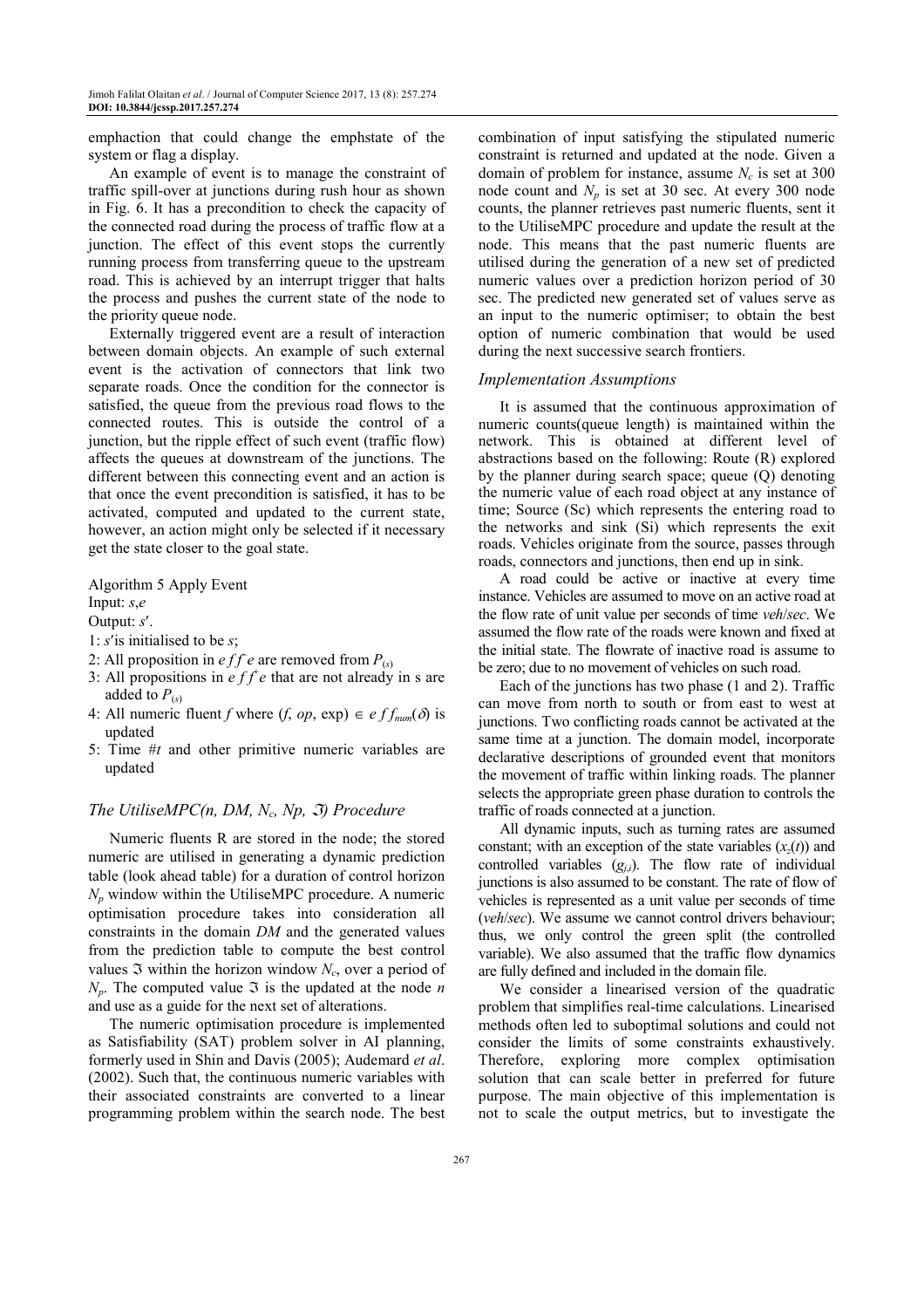emphaction that could change the emphstate of the system or flag a display.

An example of event is to manage the constraint of traffic spill-over at junctions during rush hour as shown in Fig. 6. It has a precondition to check the capacity of the connected road during the process of traffic flow at a junction. The effect of this event stops the currently running process from transferring queue to the upstream road. This is achieved by an interrupt trigger that halts the process and pushes the current state of the node to the priority queue node.

Externally triggered event are a result of interaction between domain objects. An example of such external event is the activation of connectors that link two separate roads. Once the condition for the connector is satisfied, the queue from the previous road flows to the connected routes. This is outside the control of a junction, but the ripple effect of such event (traffic flow) affects the queues at downstream of the junctions. The different between this connecting event and an action is that once the event precondition is satisfied, it has to be activated, computed and updated to the current state, however, an action might only be selected if it necessary get the state closer to the goal state.

Algorithm 5 Apply Event

Input: $s$,$e$

Output: $s'$.

1: $s'$is initialised to be $s$;

2: All proposition in $e\,f\,f^{-}e$ are removed from $P_{(s)}$

3: All propositions in $e\,f\,f^{+}e$ that are not already in s are added to $P_{(s)}$

4: All numeric fluent $f$ where $(f, op, \exp) \in e\,f\,f_{num}(\delta)$ is updated

5: Time $\#t$ and other primitive numeric variables are updated

### *The UtiliseMPC(n, DM, $N_c$, Np, $\Im$) Procedure*

Numeric fluents R are stored in the node; the stored numeric are utilised in generating a dynamic prediction table (look ahead table) for a duration of control horizon $N_p$ window within the UtiliseMPC procedure. A numeric optimisation procedure takes into consideration all constraints in the domain *DM* and the generated values from the prediction table to compute the best control values $\Im$ within the horizon window $N_c$, over a period of $N_p$. The computed value $\Im$ is the updated at the node *n* and use as a guide for the next set of alterations.

The numeric optimisation procedure is implemented as Satisfiability (SAT) problem solver in AI planning, formerly used in Shin and Davis (2005); Audemard *et al*. (2002). Such that, the continuous numeric variables with their associated constraints are converted to a linear programming problem within the search node. The best combination of input satisfying the stipulated numeric constraint is returned and updated at the node. Given a domain of problem for instance, assume $N_c$ is set at 300 node count and $N_p$ is set at 30 sec. At every 300 node counts, the planner retrieves past numeric fluents, sent it to the UtiliseMPC procedure and update the result at the node. This means that the past numeric fluents are utilised during the generation of a new set of predicted numeric values over a prediction horizon period of 30 sec. The predicted new generated set of values serve as an input to the numeric optimiser; to obtain the best option of numeric combination that would be used during the next successive search frontiers.

### *Implementation Assumptions*

It is assumed that the continuous approximation of numeric counts(queue length) is maintained within the network. This is obtained at different level of abstractions based on the following: Route (R) explored by the planner during search space; queue (Q) denoting the numeric value of each road object at any instance of time; Source (Sc) which represents the entering road to the networks and sink (Si) which represents the exit roads. Vehicles originate from the source, passes through roads, connectors and junctions, then end up in sink.

A road could be active or inactive at every time instance. Vehicles are assumed to move on an active road at the flow rate of unit value per seconds of time *veh*/*sec*. We assumed the flow rate of the roads were known and fixed at the initial state. The flowrate of inactive road is assume to be zero; due to no movement of vehicles on such road.

Each of the junctions has two phase (1 and 2). Traffic can move from north to south or from east to west at junctions. Two conflicting roads cannot be activated at the same time at a junction. The domain model, incorporate declarative descriptions of grounded event that monitors the movement of traffic within linking roads. The planner selects the appropriate green phase duration to controls the traffic of roads connected at a junction.

All dynamic inputs, such as turning rates are assumed constant; with an exception of the state variables ($x_z(t)$) and controlled variables ($g_{j,i}$). The flow rate of individual junctions is also assumed to be constant. The rate of flow of vehicles is represented as a unit value per seconds of time (*veh*/*sec*). We assume we cannot control drivers behaviour; thus, we only control the green split (the controlled variable). We also assumed that the traffic flow dynamics are fully defined and included in the domain file.

We consider a linearised version of the quadratic problem that simplifies real-time calculations. Linearised methods often led to suboptimal solutions and could not consider the limits of some constraints exhaustively. Therefore, exploring more complex optimisation solution that can scale better in preferred for future purpose. The main objective of this implementation is not to scale the output metrics, but to investigate the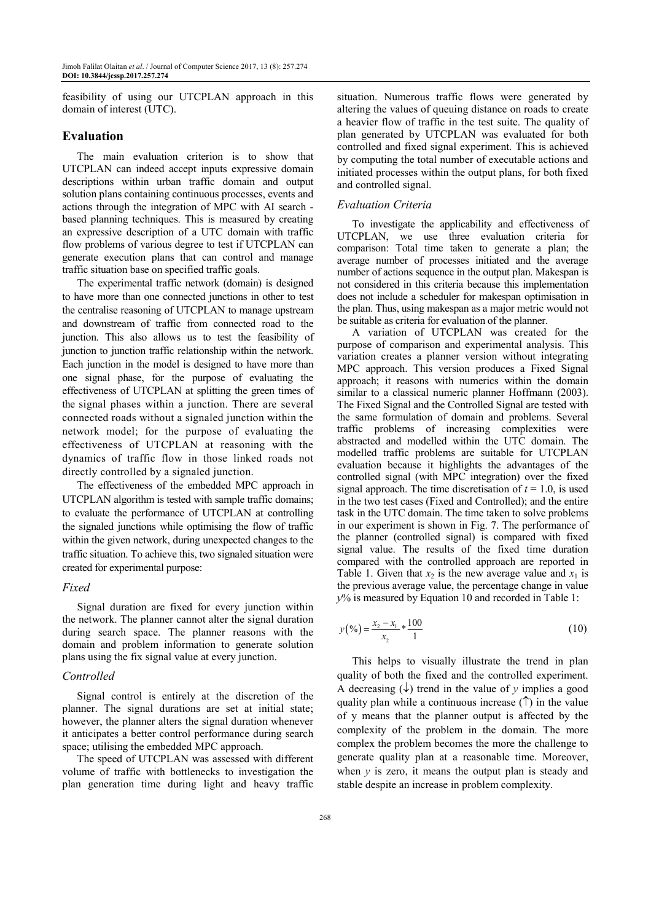feasibility of using our UTCPLAN approach in this domain of interest (UTC).

## Evaluation

The main evaluation criterion is to show that UTCPLAN can indeed accept inputs expressive domain descriptions within urban traffic domain and output solution plans containing continuous processes, events and actions through the integration of MPC with AI search - based planning techniques. This is measured by creating an expressive description of a UTC domain with traffic flow problems of various degree to test if UTCPLAN can generate execution plans that can control and manage traffic situation base on specified traffic goals.

The experimental traffic network (domain) is designed to have more than one connected junctions in other to test the centralise reasoning of UTCPLAN to manage upstream and downstream of traffic from connected road to the junction. This also allows us to test the feasibility of junction to junction traffic relationship within the network. Each junction in the model is designed to have more than one signal phase, for the purpose of evaluating the effectiveness of UTCPLAN at splitting the green times of the signal phases within a junction. There are several connected roads without a signaled junction within the network model; for the purpose of evaluating the effectiveness of UTCPLAN at reasoning with the dynamics of traffic flow in those linked roads not directly controlled by a signaled junction.

The effectiveness of the embedded MPC approach in UTCPLAN algorithm is tested with sample traffic domains; to evaluate the performance of UTCPLAN at controlling the signaled junctions while optimising the flow of traffic within the given network, during unexpected changes to the traffic situation. To achieve this, two signaled situation were created for experimental purpose:

### *Fixed*

Signal duration are fixed for every junction within the network. The planner cannot alter the signal duration during search space. The planner reasons with the domain and problem information to generate solution plans using the fix signal value at every junction.

### *Controlled*

Signal control is entirely at the discretion of the planner. The signal durations are set at initial state; however, the planner alters the signal duration whenever it anticipates a better control performance during search space; utilising the embedded MPC approach.

The speed of UTCPLAN was assessed with different volume of traffic with bottlenecks to investigation the plan generation time during light and heavy traffic situation. Numerous traffic flows were generated by altering the values of queuing distance on roads to create a heavier flow of traffic in the test suite. The quality of plan generated by UTCPLAN was evaluated for both controlled and fixed signal experiment. This is achieved by computing the total number of executable actions and initiated processes within the output plans, for both fixed and controlled signal.

### *Evaluation Criteria*

To investigate the applicability and effectiveness of UTCPLAN, we use three evaluation criteria for comparison: Total time taken to generate a plan; the average number of processes initiated and the average number of actions sequence in the output plan. Makespan is not considered in this criteria because this implementation does not include a scheduler for makespan optimisation in the plan. Thus, using makespan as a major metric would not be suitable as criteria for evaluation of the planner.

A variation of UTCPLAN was created for the purpose of comparison and experimental analysis. This variation creates a planner version without integrating MPC approach. This version produces a Fixed Signal approach; it reasons with numerics within the domain similar to a classical numeric planner Hoffmann (2003). The Fixed Signal and the Controlled Signal are tested with the same formulation of domain and problems. Several traffic problems of increasing complexities were abstracted and modelled within the UTC domain. The modelled traffic problems are suitable for UTCPLAN evaluation because it highlights the advantages of the controlled signal (with MPC integration) over the fixed signal approach. The time discretisation of $t = 1.0$, is used in the two test cases (Fixed and Controlled); and the entire task in the UTC domain. The time taken to solve problems in our experiment is shown in Fig. 7. The performance of the planner (controlled signal) is compared with fixed signal value. The results of the fixed time duration compared with the controlled approach are reported in Table 1. Given that $x_2$ is the new average value and $x_1$ is the previous average value, the percentage change in value $y$% is measured by Equation 10 and recorded in Table 1:

$$y(\%) = \frac{x_2 - x_1}{x_2} * \frac{100}{1} \tag{10}$$

This helps to visually illustrate the trend in plan quality of both the fixed and the controlled experiment. A decreasing (↓) trend in the value of $y$ implies a good quality plan while a continuous increase (↑) in the value of y means that the planner output is affected by the complexity of the problem in the domain. The more complex the problem becomes the more the challenge to generate quality plan at a reasonable time. Moreover, when $y$ is zero, it means the output plan is steady and stable despite an increase in problem complexity.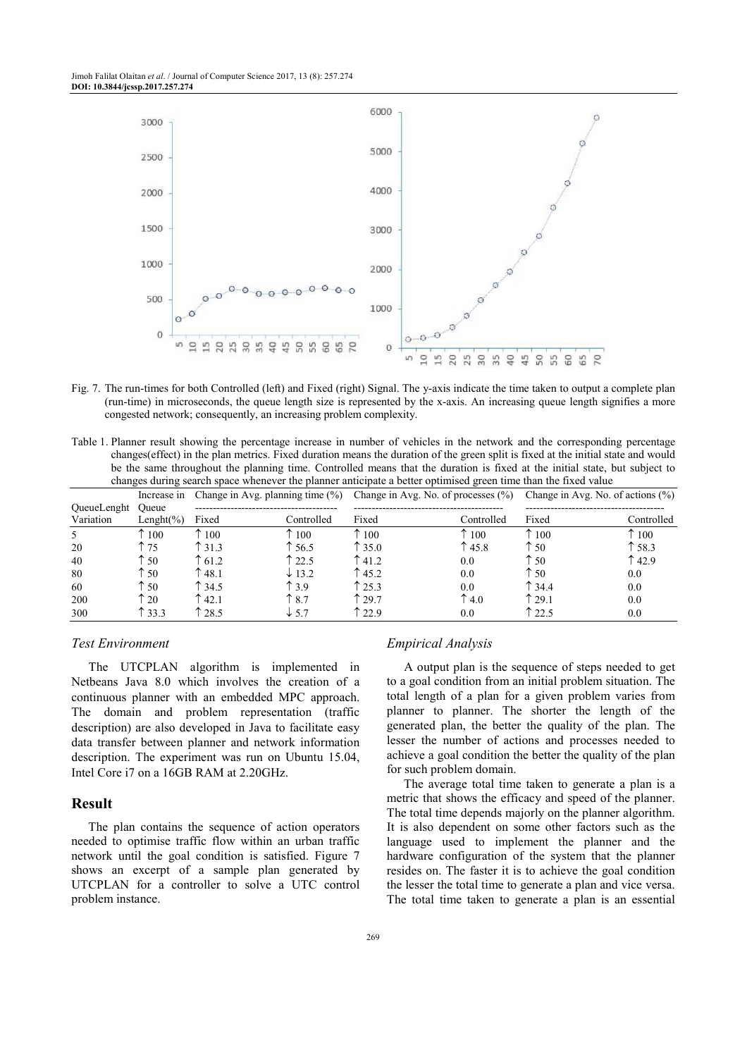Fig. 7. The run-times for both Controlled (left) and Fixed (right) Signal. The y-axis indicate the time taken to output a complete plan (run-time) in microseconds, the queue length size is represented by the x-axis. An increasing queue length signifies a more congested network; consequently, an increasing problem complexity.

Table 1. Planner result showing the percentage increase in number of vehicles in the network and the corresponding percentage changes(effect) in the plan metrics. Fixed duration means the duration of the green split is fixed at the initial state and would be the same throughout the planning time. Controlled means that the duration is fixed at the initial state, but subject to changes during search space whenever the planner anticipate a better optimised green time than the fixed value

| QueueLenght Variation | Increase in Queue Lenght(%) | Change in Avg. planning time (%) | | Change in Avg. No. of processes (%) | | Change in Avg. No. of actions (%) | |
|---|---|---|---|---|---|---|---|
| | | Fixed | Controlled | Fixed | Controlled | Fixed | Controlled |
| 5 | ↑ 100 | ↑ 100 | ↑ 100 | ↑ 100 | ↑ 100 | ↑ 100 | ↑ 100 |
| 20 | ↑ 75 | ↑ 31.3 | ↑ 56.5 | ↑ 35.0 | ↑ 45.8 | ↑ 50 | ↑ 58.3 |
| 40 | ↑ 50 | ↑ 61.2 | ↑ 22.5 | ↑ 41.2 | 0.0 | ↑ 50 | ↑ 42.9 |
| 80 | ↑ 50 | ↑ 48.1 | ↓ 13.2 | ↑ 45.2 | 0.0 | ↑ 50 | 0.0 |
| 60 | ↑ 50 | ↑ 34.5 | ↑ 3.9 | ↑ 25.3 | 0.0 | ↑ 34.4 | 0.0 |
| 200 | ↑ 20 | ↑ 42.1 | ↑ 8.7 | ↑ 29.7 | ↑ 4.0 | ↑ 29.1 | 0.0 |
| 300 | ↑ 33.3 | ↑ 28.5 | ↓ 5.7 | ↑ 22.9 | 0.0 | ↑ 22.5 | 0.0 |

### Test Environment

The UTCPLAN algorithm is implemented in Netbeans Java 8.0 which involves the creation of a continuous planner with an embedded MPC approach. The domain and problem representation (traffic description) are also developed in Java to facilitate easy data transfer between planner and network information description. The experiment was run on Ubuntu 15.04, Intel Core i7 on a 16GB RAM at 2.20GHz.

## Result

The plan contains the sequence of action operators needed to optimise traffic flow within an urban traffic network until the goal condition is satisfied. Figure 7 shows an excerpt of a sample plan generated by UTCPLAN for a controller to solve a UTC control problem instance.

### Empirical Analysis

A output plan is the sequence of steps needed to get to a goal condition from an initial problem situation. The total length of a plan for a given problem varies from planner to planner. The shorter the length of the generated plan, the better the quality of the plan. The lesser the number of actions and processes needed to achieve a goal condition the better the quality of the plan for such problem domain.

The average total time taken to generate a plan is a metric that shows the efficacy and speed of the planner. The total time depends majorly on the planner algorithm. It is also dependent on some other factors such as the language used to implement the planner and the hardware configuration of the system that the planner resides on. The faster it is to achieve the goal condition the lesser the total time to generate a plan and vice versa. The total time taken to generate a plan is an essential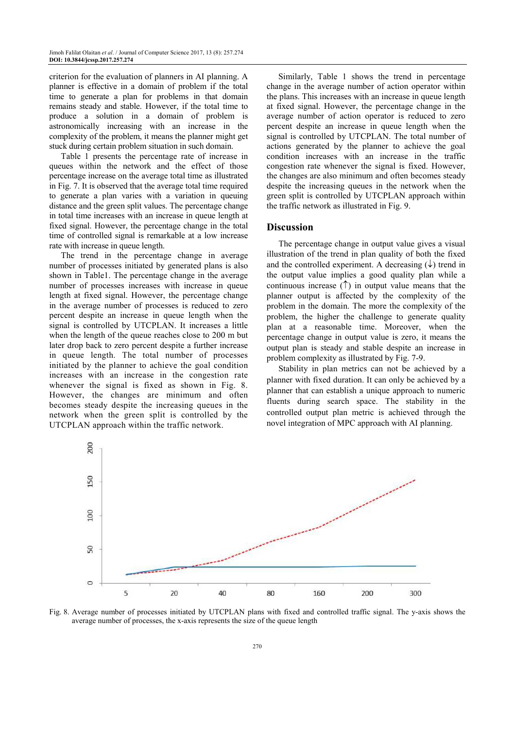criterion for the evaluation of planners in AI planning. A planner is effective in a domain of problem if the total time to generate a plan for problems in that domain remains steady and stable. However, if the total time to produce a solution in a domain of problem is astronomically increasing with an increase in the complexity of the problem, it means the planner might get stuck during certain problem situation in such domain.

Table 1 presents the percentage rate of increase in queues within the network and the effect of those percentage increase on the average total time as illustrated in Fig. 7. It is observed that the average total time required to generate a plan varies with a variation in queuing distance and the green split values. The percentage change in total time increases with an increase in queue length at fixed signal. However, the percentage change in the total time of controlled signal is remarkable at a low increase rate with increase in queue length.

The trend in the percentage change in average number of processes initiated by generated plans is also shown in Table1. The percentage change in the average number of processes increases with increase in queue length at fixed signal. However, the percentage change in the average number of processes is reduced to zero percent despite an increase in queue length when the signal is controlled by UTCPLAN. It increases a little when the length of the queue reaches close to 200 m but later drop back to zero percent despite a further increase in queue length. The total number of processes initiated by the planner to achieve the goal condition increases with an increase in the congestion rate whenever the signal is fixed as shown in Fig. 8. However, the changes are minimum and often becomes steady despite the increasing queues in the network when the green split is controlled by the UTCPLAN approach within the traffic network.

Similarly, Table 1 shows the trend in percentage change in the average number of action operator within the plans. This increases with an increase in queue length at fixed signal. However, the percentage change in the average number of action operator is reduced to zero percent despite an increase in queue length when the signal is controlled by UTCPLAN. The total number of actions generated by the planner to achieve the goal condition increases with an increase in the traffic congestion rate whenever the signal is fixed. However, the changes are also minimum and often becomes steady despite the increasing queues in the network when the green split is controlled by UTCPLAN approach within the traffic network as illustrated in Fig. 9.

## Discussion

The percentage change in output value gives a visual illustration of the trend in plan quality of both the fixed and the controlled experiment. A decreasing (↓) trend in the output value implies a good quality plan while a continuous increase (↑) in output value means that the planner output is affected by the complexity of the problem in the domain. The more the complexity of the problem, the higher the challenge to generate quality plan at a reasonable time. Moreover, when the percentage change in output value is zero, it means the output plan is steady and stable despite an increase in problem complexity as illustrated by Fig. 7-9.

Stability in plan metrics can not be achieved by a planner with fixed duration. It can only be achieved by a planner that can establish a unique approach to numeric fluents during search space. The stability in the controlled output plan metric is achieved through the novel integration of MPC approach with AI planning.

Fig. 8. Average number of processes initiated by UTCPLAN plans with fixed and controlled traffic signal. The y-axis shows the average number of processes, the x-axis represents the size of the queue length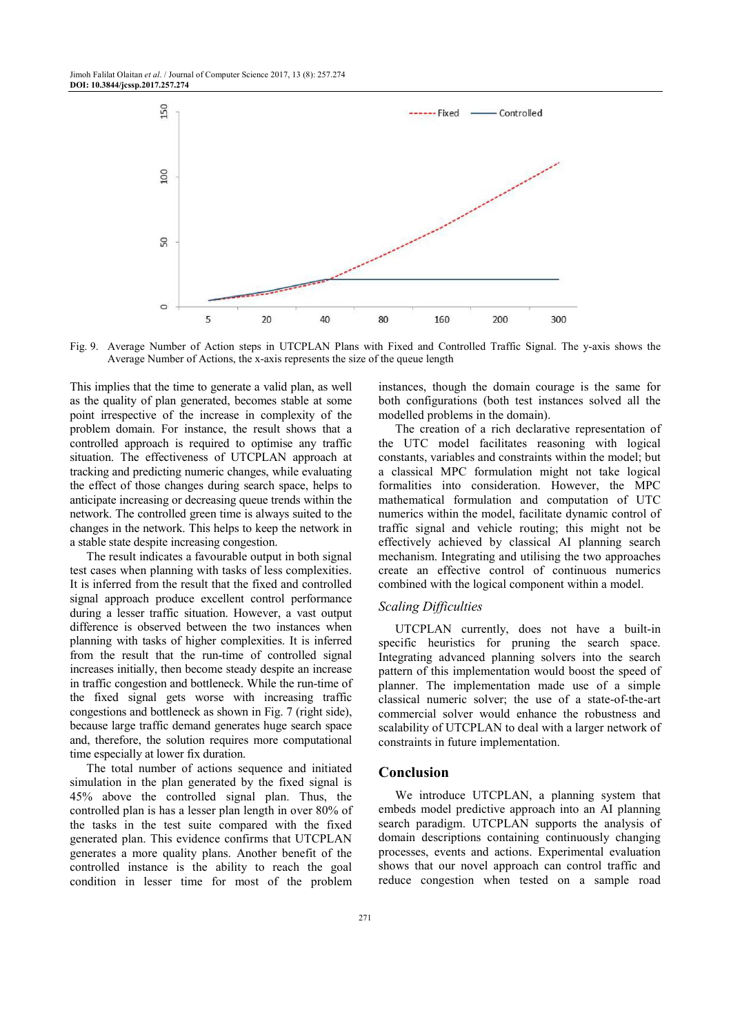Fixed Controlled

150

100

50

0

5 20 40 80 160 200 300

Fig. 9. Average Number of Action steps in UTCPLAN Plans with Fixed and Controlled Traffic Signal. The y-axis shows the Average Number of Actions, the x-axis represents the size of the queue length

This implies that the time to generate a valid plan, as well as the quality of plan generated, becomes stable at some point irrespective of the increase in complexity of the problem domain. For instance, the result shows that a controlled approach is required to optimise any traffic situation. The effectiveness of UTCPLAN approach at tracking and predicting numeric changes, while evaluating the effect of those changes during search space, helps to anticipate increasing or decreasing queue trends within the network. The controlled green time is always suited to the changes in the network. This helps to keep the network in a stable state despite increasing congestion.

The result indicates a favourable output in both signal test cases when planning with tasks of less complexities. It is inferred from the result that the fixed and controlled signal approach produce excellent control performance during a lesser traffic situation. However, a vast output difference is observed between the two instances when planning with tasks of higher complexities. It is inferred from the result that the run-time of controlled signal increases initially, then become steady despite an increase in traffic congestion and bottleneck. While the run-time of the fixed signal gets worse with increasing traffic congestions and bottleneck as shown in Fig. 7 (right side), because large traffic demand generates huge search space and, therefore, the solution requires more computational time especially at lower fix duration.

The total number of actions sequence and initiated simulation in the plan generated by the fixed signal is 45% above the controlled signal plan. Thus, the controlled plan is has a lesser plan length in over 80% of the tasks in the test suite compared with the fixed generated plan. This evidence confirms that UTCPLAN generates a more quality plans. Another benefit of the controlled instance is the ability to reach the goal condition in lesser time for most of the problem instances, though the domain courage is the same for both configurations (both test instances solved all the modelled problems in the domain).

The creation of a rich declarative representation of the UTC model facilitates reasoning with logical constants, variables and constraints within the model; but a classical MPC formulation might not take logical formalities into consideration. However, the MPC mathematical formulation and computation of UTC numerics within the model, facilitate dynamic control of traffic signal and vehicle routing; this might not be effectively achieved by classical AI planning search mechanism. Integrating and utilising the two approaches create an effective control of continuous numerics combined with the logical component within a model.

### *Scaling Difficulties*

UTCPLAN currently, does not have a built-in specific heuristics for pruning the search space. Integrating advanced planning solvers into the search pattern of this implementation would boost the speed of planner. The implementation made use of a simple classical numeric solver; the use of a state-of-the-art commercial solver would enhance the robustness and scalability of UTCPLAN to deal with a larger network of constraints in future implementation.

## Conclusion

We introduce UTCPLAN, a planning system that embeds model predictive approach into an AI planning search paradigm. UTCPLAN supports the analysis of domain descriptions containing continuously changing processes, events and actions. Experimental evaluation shows that our novel approach can control traffic and reduce congestion when tested on a sample road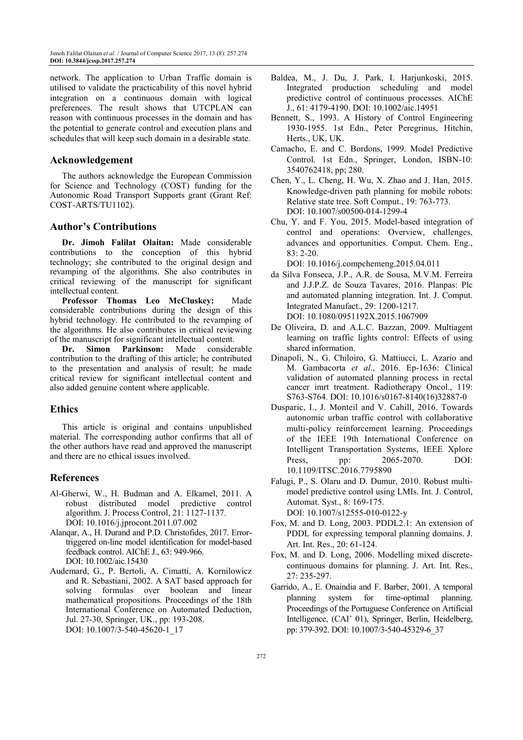network. The application to Urban Traffic domain is utilised to validate the practicability of this novel hybrid integration on a continuous domain with logical preferences. The result shows that UTCPLAN can reason with continuous processes in the domain and has the potential to generate control and execution plans and schedules that will keep such domain in a desirable state.

## Acknowledgement

The authors acknowledge the European Commission for Science and Technology (COST) funding for the Autonomic Road Transport Supports grant (Grant Ref: COST-ARTS/TU1102).

## Author's Contributions

**Dr. Jimoh Falilat Olaitan:** Made considerable contributions to the conception of this hybrid technology; she contributed to the original design and revamping of the algorithms. She also contributes in critical reviewing of the manuscript for significant intellectual content.

**Professor Thomas Leo McCluskey:** Made considerable contributions during the design of this hybrid technology. He contributed to the revamping of the algorithms. He also contributes in critical reviewing of the manuscript for significant intellectual content.

**Dr. Simon Parkinson:** Made considerable contribution to the drafting of this article; he contributed to the presentation and analysis of result; he made critical review for significant intellectual content and also added genuine content where applicable.

## Ethics

This article is original and contains unpublished material. The corresponding author confirms that all of the other authors have read and approved the manuscript and there are no ethical issues involved.

## References

Al-Gherwi, W., H. Budman and A. Elkamel, 2011. A robust distributed model predictive control algorithm. J. Process Control, 21: 1127-1137. DOI: 10.1016/j.jprocont.2011.07.002

Alanqar, A., H. Durand and P.D. Christofides, 2017. Error-triggered on-line model identification for model-based feedback control. AIChE J., 63: 949-966. DOI: 10.1002/aic.15430

Audemard, G., P. Bertoli, A. Cimatti, A. Kornilowicz and R. Sebastiani, 2002. A SAT based approach for solving formulas over boolean and linear mathematical propositions. Proceedings of the 18th International Conference on Automated Deduction, Jul. 27-30, Springer, UK., pp: 193-208. DOI: 10.1007/3-540-45620-1_17

Baldea, M., J. Du, J. Park, I. Harjunkoski, 2015. Integrated production scheduling and model predictive control of continuous processes. AIChE J., 61: 4179-4190. DOI: 10.1002/aic.14951

Bennett, S., 1993. A History of Control Engineering 1930-1955. 1st Edn., Peter Peregrinus, Hitchin, Herts., UK, UK.

Camacho, E. and C. Bordons, 1999. Model Predictive Control. 1st Edn., Springer, London, ISBN-10: 3540762418, pp; 280.

Chen, Y., L. Cheng, H. Wu, X. Zhao and J. Han, 2015. Knowledge-driven path planning for mobile robots: Relative state tree. Soft Comput., 19: 763-773. DOI: 10.1007/s00500-014-1299-4

Chu, Y. and F. You, 2015. Model-based integration of control and operations: Overview, challenges, advances and opportunities. Comput. Chem. Eng., 83: 2-20. DOI: 10.1016/j.compchemeng.2015.04.011

da Silva Fonseca, J.P., A.R. de Sousa, M.V.M. Ferreira and J.J.P.Z. de Souza Tavares, 2016. Planpas: Plc and automated planning integration. Int. J. Comput. Integrated Manufact., 29: 1200-1217. DOI: 10.1080/0951192X.2015.1067909

De Oliveira, D. and A.L.C. Bazzan, 2009. Multiagent learning on traffic lights control: Effects of using shared information.

Dinapoli, N., G. Chiloiro, G. Mattiucci, L. Azario and M. Gambacorta *et al*., 2016. Ep-1636: Clinical validation of automated planning process in rectal cancer imrt treatment. Radiotherapy Oncol., 119: S763-S764. DOI: 10.1016/s0167-8140(16)32887-0

Dusparic, I., J. Monteil and V. Cahill, 2016. Towards autonomic urban traffic control with collaborative multi-policy reinforcement learning. Proceedings of the IEEE 19th International Conference on Intelligent Transportation Systems, IEEE Xplore Press, pp: 2065-2070. DOI: 10.1109/ITSC.2016.7795890

Falugi, P., S. Olaru and D. Dumur, 2010. Robust multi-model predictive control using LMIs. Int. J. Control, Automat. Syst., 8: 169-175. DOI: 10.1007/s12555-010-0122-y

Fox, M. and D. Long, 2003. PDDL2.1: An extension of PDDL for expressing temporal planning domains. J. Art. Int. Res., 20: 61-124.

Fox, M. and D. Long, 2006. Modelling mixed discrete-continuous domains for planning. J. Art. Int. Res., 27: 235-297.

Garrido, A., E. Onaindia and F. Barber, 2001. A temporal planning system for time-optimal planning. Proceedings of the Portuguese Conference on Artificial Intelligence, (CAI' 01), Springer, Berlin, Heidelberg, pp: 379-392. DOI: 10.1007/3-540-45329-6_37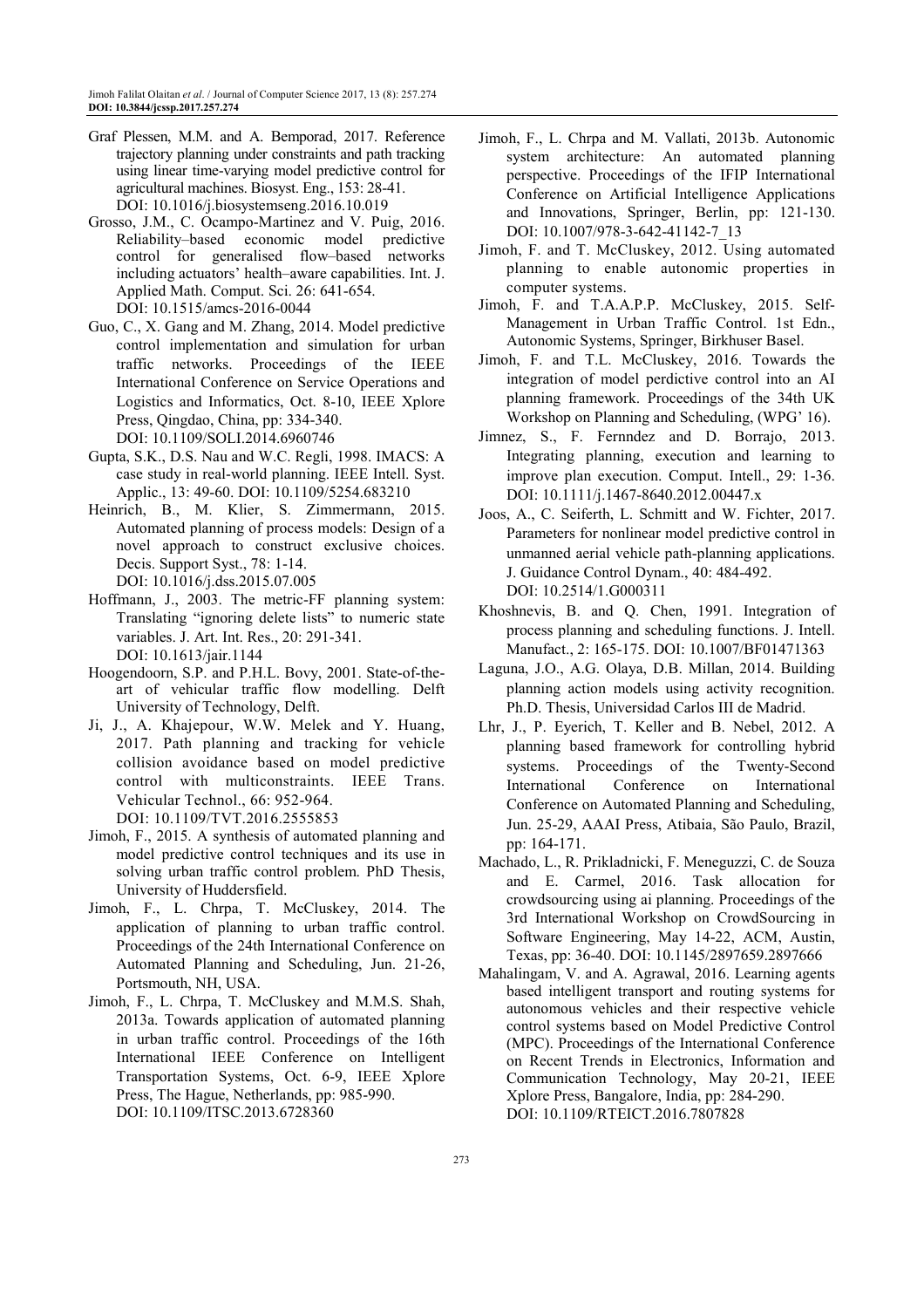Graf Plessen, M.M. and A. Bemporad, 2017. Reference trajectory planning under constraints and path tracking using linear time-varying model predictive control for agricultural machines. Biosyst. Eng., 153: 28-41. DOI: 10.1016/j.biosystemseng.2016.10.019

Grosso, J.M., C. Ocampo-Martinez and V. Puig, 2016. Reliability–based economic model predictive control for generalised flow–based networks including actuators' health–aware capabilities. Int. J. Applied Math. Comput. Sci. 26: 641-654. DOI: 10.1515/amcs-2016-0044

Guo, C., X. Gang and M. Zhang, 2014. Model predictive control implementation and simulation for urban traffic networks. Proceedings of the IEEE International Conference on Service Operations and Logistics and Informatics, Oct. 8-10, IEEE Xplore Press, Qingdao, China, pp: 334-340. DOI: 10.1109/SOLI.2014.6960746

Gupta, S.K., D.S. Nau and W.C. Regli, 1998. IMACS: A case study in real-world planning. IEEE Intell. Syst. Applic., 13: 49-60. DOI: 10.1109/5254.683210

Heinrich, B., M. Klier, S. Zimmermann, 2015. Automated planning of process models: Design of a novel approach to construct exclusive choices. Decis. Support Syst., 78: 1-14. DOI: 10.1016/j.dss.2015.07.005

Hoffmann, J., 2003. The metric-FF planning system: Translating "ignoring delete lists" to numeric state variables. J. Art. Int. Res., 20: 291-341. DOI: 10.1613/jair.1144

Hoogendoorn, S.P. and P.H.L. Bovy, 2001. State-of-the-art of vehicular traffic flow modelling. Delft University of Technology, Delft.

Ji, J., A. Khajepour, W.W. Melek and Y. Huang, 2017. Path planning and tracking for vehicle collision avoidance based on model predictive control with multiconstraints. IEEE Trans. Vehicular Technol., 66: 952-964. DOI: 10.1109/TVT.2016.2555853

Jimoh, F., 2015. A synthesis of automated planning and model predictive control techniques and its use in solving urban traffic control problem. PhD Thesis, University of Huddersfield.

Jimoh, F., L. Chrpa, T. McCluskey, 2014. The application of planning to urban traffic control. Proceedings of the 24th International Conference on Automated Planning and Scheduling, Jun. 21-26, Portsmouth, NH, USA.

Jimoh, F., L. Chrpa, T. McCluskey and M.M.S. Shah, 2013a. Towards application of automated planning in urban traffic control. Proceedings of the 16th International IEEE Conference on Intelligent Transportation Systems, Oct. 6-9, IEEE Xplore Press, The Hague, Netherlands, pp: 985-990. DOI: 10.1109/ITSC.2013.6728360

Jimoh, F., L. Chrpa and M. Vallati, 2013b. Autonomic system architecture: An automated planning perspective. Proceedings of the IFIP International Conference on Artificial Intelligence Applications and Innovations, Springer, Berlin, pp: 121-130. DOI: 10.1007/978-3-642-41142-7_13

Jimoh, F. and T. McCluskey, 2012. Using automated planning to enable autonomic properties in computer systems.

Jimoh, F. and T.A.A.P.P. McCluskey, 2015. Self-Management in Urban Traffic Control. 1st Edn., Autonomic Systems, Springer, Birkhuser Basel.

Jimoh, F. and T.L. McCluskey, 2016. Towards the integration of model perdictive control into an AI planning framework. Proceedings of the 34th UK Workshop on Planning and Scheduling, (WPG' 16).

Jimnez, S., F. Fernndez and D. Borrajo, 2013. Integrating planning, execution and learning to improve plan execution. Comput. Intell., 29: 1-36. DOI: 10.1111/j.1467-8640.2012.00447.x

Joos, A., C. Seiferth, L. Schmitt and W. Fichter, 2017. Parameters for nonlinear model predictive control in unmanned aerial vehicle path-planning applications. J. Guidance Control Dynam., 40: 484-492. DOI: 10.2514/1.G000311

Khoshnevis, B. and Q. Chen, 1991. Integration of process planning and scheduling functions. J. Intell. Manufact., 2: 165-175. DOI: 10.1007/BF01471363

Laguna, J.O., A.G. Olaya, D.B. Millan, 2014. Building planning action models using activity recognition. Ph.D. Thesis, Universidad Carlos III de Madrid.

Lhr, J., P. Eyerich, T. Keller and B. Nebel, 2012. A planning based framework for controlling hybrid systems. Proceedings of the Twenty-Second International Conference on International Conference on Automated Planning and Scheduling, Jun. 25-29, AAAI Press, Atibaia, São Paulo, Brazil, pp: 164-171.

Machado, L., R. Prikladnicki, F. Meneguzzi, C. de Souza and E. Carmel, 2016. Task allocation for crowdsourcing using ai planning. Proceedings of the 3rd International Workshop on CrowdSourcing in Software Engineering, May 14-22, ACM, Austin, Texas, pp: 36-40. DOI: 10.1145/2897659.2897666

Mahalingam, V. and A. Agrawal, 2016. Learning agents based intelligent transport and routing systems for autonomous vehicles and their respective vehicle control systems based on Model Predictive Control (MPC). Proceedings of the International Conference on Recent Trends in Electronics, Information and Communication Technology, May 20-21, IEEE Xplore Press, Bangalore, India, pp: 284-290. DOI: 10.1109/RTEICT.2016.7807828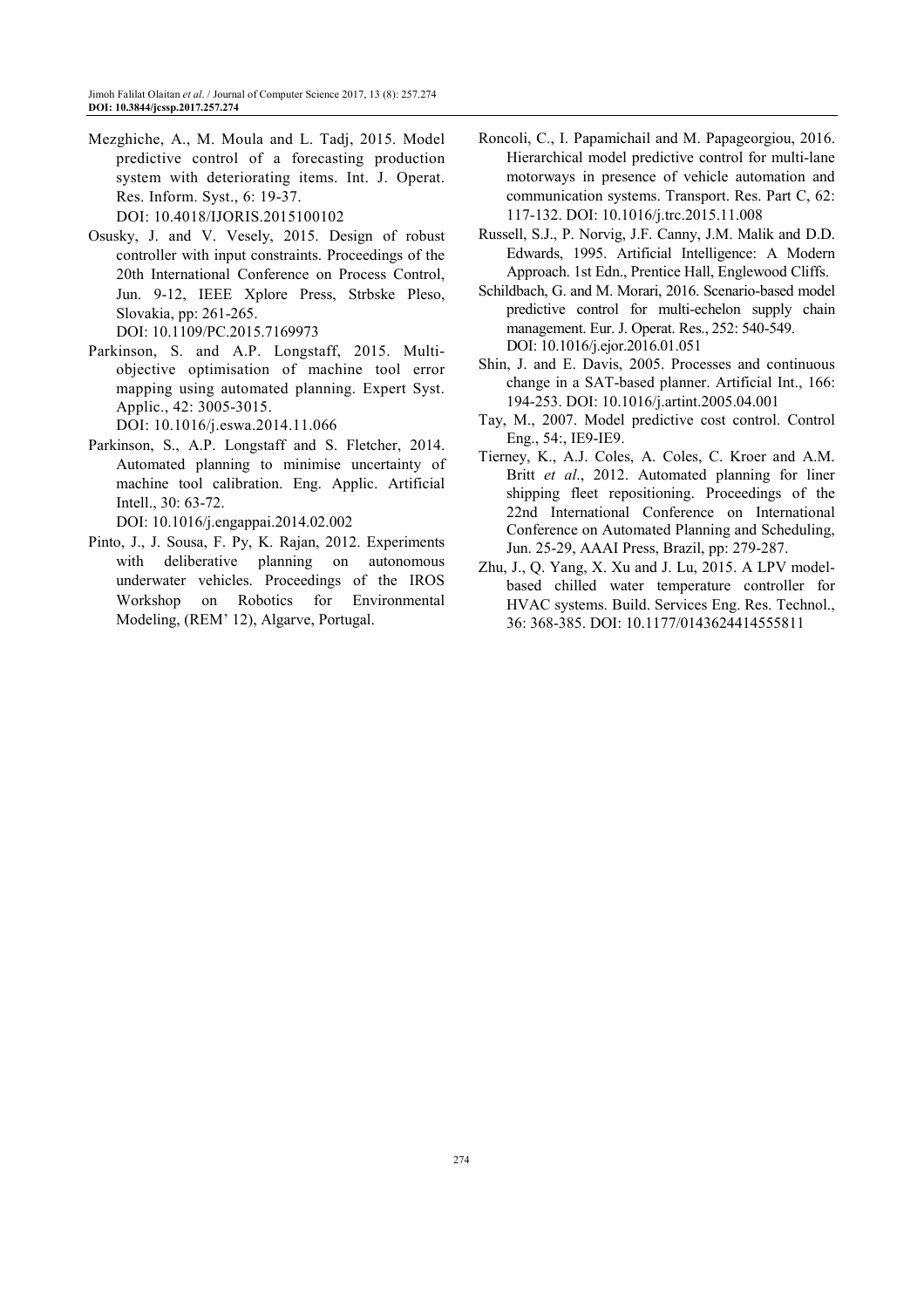Mezghiche, A., M. Moula and L. Tadj, 2015. Model predictive control of a forecasting production system with deteriorating items. Int. J. Operat. Res. Inform. Syst., 6: 19-37. DOI: 10.4018/IJORIS.2015100102

Osusky, J. and V. Vesely, 2015. Design of robust controller with input constraints. Proceedings of the 20th International Conference on Process Control, Jun. 9-12, IEEE Xplore Press, Strbske Pleso, Slovakia, pp: 261-265. DOI: 10.1109/PC.2015.7169973

Parkinson, S. and A.P. Longstaff, 2015. Multi-objective optimisation of machine tool error mapping using automated planning. Expert Syst. Applic., 42: 3005-3015. DOI: 10.1016/j.eswa.2014.11.066

Parkinson, S., A.P. Longstaff and S. Fletcher, 2014. Automated planning to minimise uncertainty of machine tool calibration. Eng. Applic. Artificial Intell., 30: 63-72. DOI: 10.1016/j.engappai.2014.02.002

Pinto, J., J. Sousa, F. Py, K. Rajan, 2012. Experiments with deliberative planning on autonomous underwater vehicles. Proceedings of the IROS Workshop on Robotics for Environmental Modeling, (REM' 12), Algarve, Portugal.

Roncoli, C., I. Papamichail and M. Papageorgiou, 2016. Hierarchical model predictive control for multi-lane motorways in presence of vehicle automation and communication systems. Transport. Res. Part C, 62: 117-132. DOI: 10.1016/j.trc.2015.11.008

Russell, S.J., P. Norvig, J.F. Canny, J.M. Malik and D.D. Edwards, 1995. Artificial Intelligence: A Modern Approach. 1st Edn., Prentice Hall, Englewood Cliffs.

Schildbach, G. and M. Morari, 2016. Scenario-based model predictive control for multi-echelon supply chain management. Eur. J. Operat. Res., 252: 540-549. DOI: 10.1016/j.ejor.2016.01.051

Shin, J. and E. Davis, 2005. Processes and continuous change in a SAT-based planner. Artificial Int., 166: 194-253. DOI: 10.1016/j.artint.2005.04.001

Tay, M., 2007. Model predictive cost control. Control Eng., 54:, IE9-IE9.

Tierney, K., A.J. Coles, A. Coles, C. Kroer and A.M. Britt *et al*., 2012. Automated planning for liner shipping fleet repositioning. Proceedings of the 22nd International Conference on International Conference on Automated Planning and Scheduling, Jun. 25-29, AAAI Press, Brazil, pp: 279-287.

Zhu, J., Q. Yang, X. Xu and J. Lu, 2015. A LPV model-based chilled water temperature controller for HVAC systems. Build. Services Eng. Res. Technol., 36: 368-385. DOI: 10.1177/0143624414555811